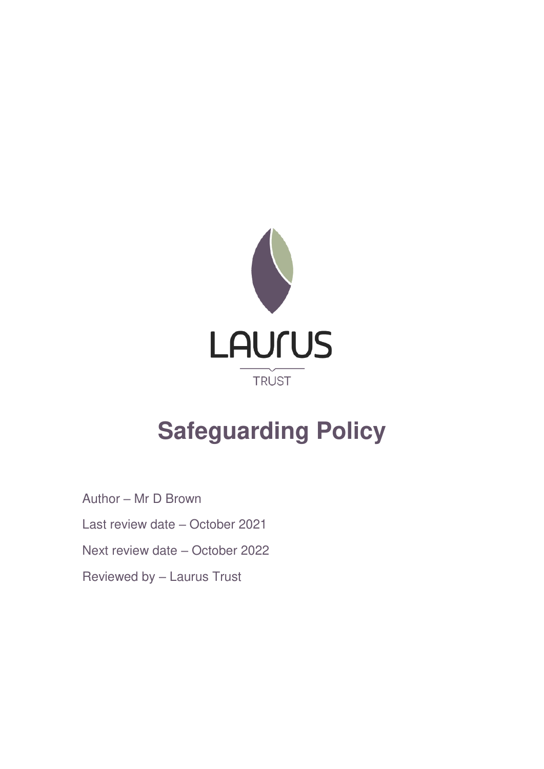LAURUS

TRUST

# Safeguarding Policy

Author – Mr D Brown

Last review date – October 2021

Next review date – October 2022

Reviewed by – Laurus Trust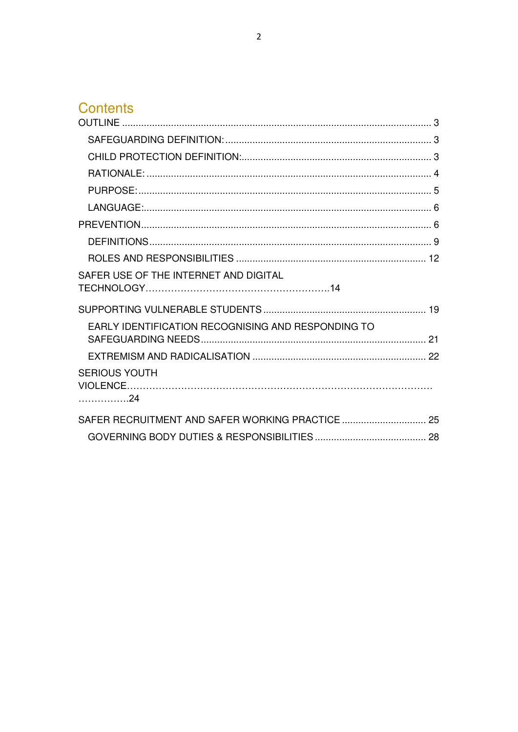# Contents

OUTLINE ........................................................................................................ 3

- SAFEGUARDING DEFINITION: ........................................................................... 3
- CHILD PROTECTION DEFINITION:..................................................................... 3
- RATIONALE: ........................................................................................................ 4
- PURPOSE: ............................................................................................................ 5
- LANGUAGE:.......................................................................................................... 6

PREVENTION ........................................................................................................ 6

- DEFINITIONS ........................................................................................................ 9
- ROLES AND RESPONSIBILITIES ...................................................................... 12

SAFER USE OF THE INTERNET AND DIGITAL TECHNOLOGY…………………………………………………..14

SUPPORTING VULNERABLE STUDENTS ............................................................ 19

- EARLY IDENTIFICATION RECOGNISING AND RESPONDING TO SAFEGUARDING NEEDS ................................................................................... 21
- EXTREMISM AND RADICALISATION ................................................................. 22

SERIOUS YOUTH VIOLENCE………………………………………………………………………………….24

SAFER RECRUITMENT AND SAFER WORKING PRACTICE ................................ 25

- GOVERNING BODY DUTIES & RESPONSIBILITIES .......................................... 28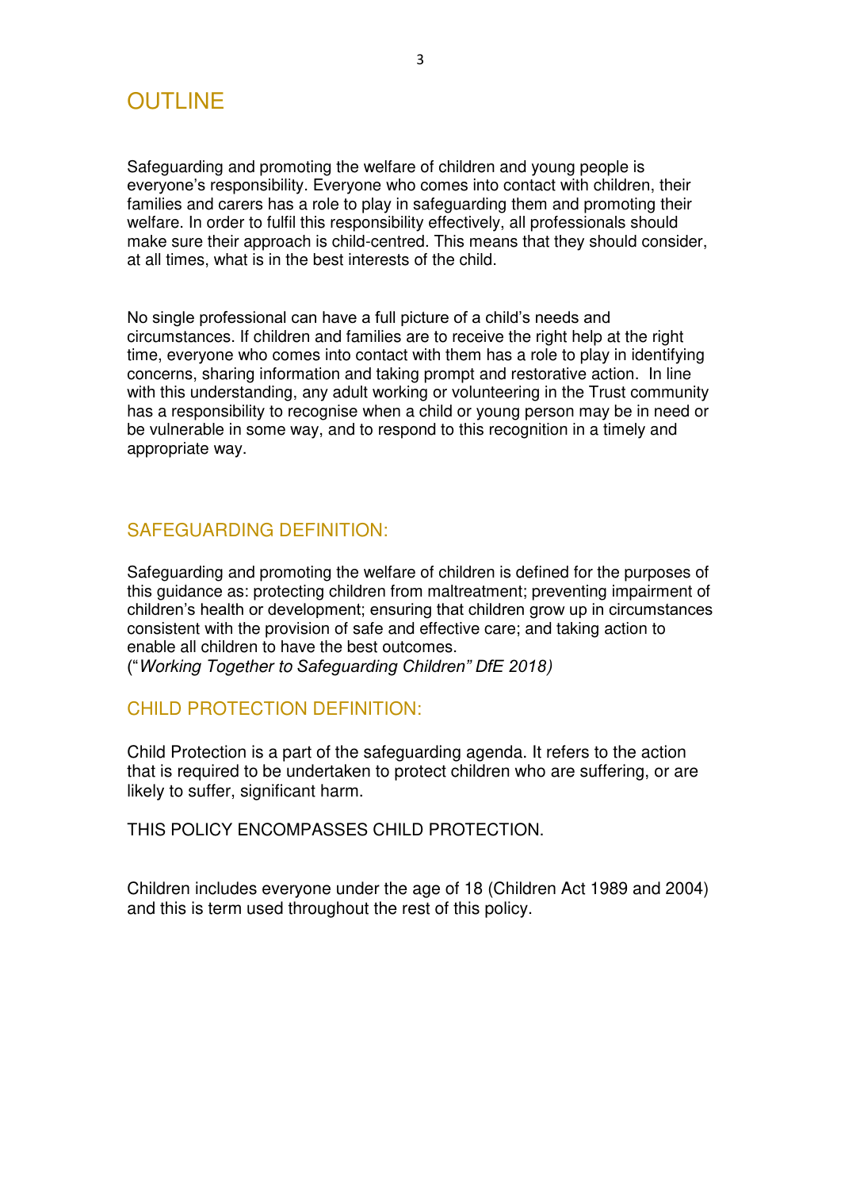# OUTLINE

Safeguarding and promoting the welfare of children and young people is everyone's responsibility. Everyone who comes into contact with children, their families and carers has a role to play in safeguarding them and promoting their welfare. In order to fulfil this responsibility effectively, all professionals should make sure their approach is child-centred. This means that they should consider, at all times, what is in the best interests of the child.

No single professional can have a full picture of a child's needs and circumstances. If children and families are to receive the right help at the right time, everyone who comes into contact with them has a role to play in identifying concerns, sharing information and taking prompt and restorative action. In line with this understanding, any adult working or volunteering in the Trust community has a responsibility to recognise when a child or young person may be in need or be vulnerable in some way, and to respond to this recognition in a timely and appropriate way.

## SAFEGUARDING DEFINITION:

Safeguarding and promoting the welfare of children is defined for the purposes of this guidance as: protecting children from maltreatment; preventing impairment of children's health or development; ensuring that children grow up in circumstances consistent with the provision of safe and effective care; and taking action to enable all children to have the best outcomes.
("*Working Together to Safeguarding Children" DfE 2018)*

## CHILD PROTECTION DEFINITION:

Child Protection is a part of the safeguarding agenda. It refers to the action that is required to be undertaken to protect children who are suffering, or are likely to suffer, significant harm.

THIS POLICY ENCOMPASSES CHILD PROTECTION.

Children includes everyone under the age of 18 (Children Act 1989 and 2004) and this is term used throughout the rest of this policy.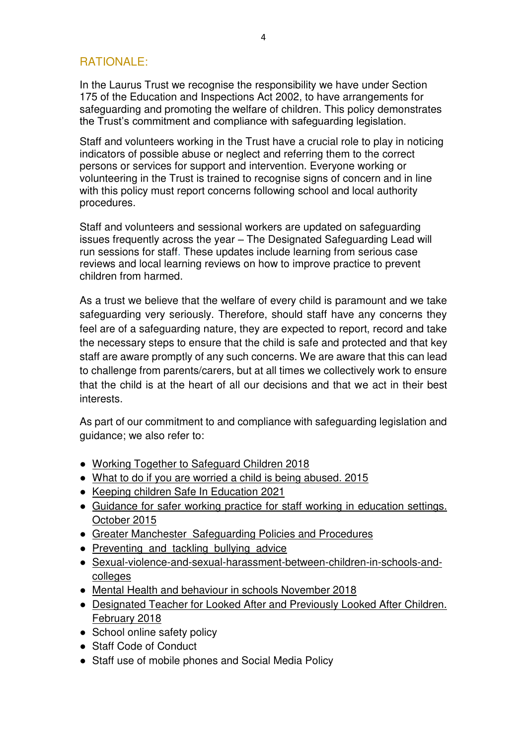## RATIONALE:

In the Laurus Trust we recognise the responsibility we have under Section 175 of the Education and Inspections Act 2002, to have arrangements for safeguarding and promoting the welfare of children. This policy demonstrates the Trust's commitment and compliance with safeguarding legislation.

Staff and volunteers working in the Trust have a crucial role to play in noticing indicators of possible abuse or neglect and referring them to the correct persons or services for support and intervention. Everyone working or volunteering in the Trust is trained to recognise signs of concern and in line with this policy must report concerns following school and local authority procedures.

Staff and volunteers and sessional workers are updated on safeguarding issues frequently across the year – The Designated Safeguarding Lead will run sessions for staff. These updates include learning from serious case reviews and local learning reviews on how to improve practice to prevent children from harmed.

As a trust we believe that the welfare of every child is paramount and we take safeguarding very seriously. Therefore, should staff have any concerns they feel are of a safeguarding nature, they are expected to report, record and take the necessary steps to ensure that the child is safe and protected and that key staff are aware promptly of any such concerns. We are aware that this can lead to challenge from parents/carers, but at all times we collectively work to ensure that the child is at the heart of all our decisions and that we act in their best interests.

As part of our commitment to and compliance with safeguarding legislation and guidance; we also refer to:

- Working Together to Safeguard Children 2018
- What to do if you are worried a child is being abused. 2015
- Keeping children Safe In Education 2021
- Guidance for safer working practice for staff working in education settings. October 2015
- Greater Manchester Safeguarding Policies and Procedures
- Preventing and tackling bullying advice
- Sexual-violence-and-sexual-harassment-between-children-in-schools-and-colleges
- Mental Health and behaviour in schools November 2018
- Designated Teacher for Looked After and Previously Looked After Children. February 2018
- School online safety policy
- Staff Code of Conduct
- Staff use of mobile phones and Social Media Policy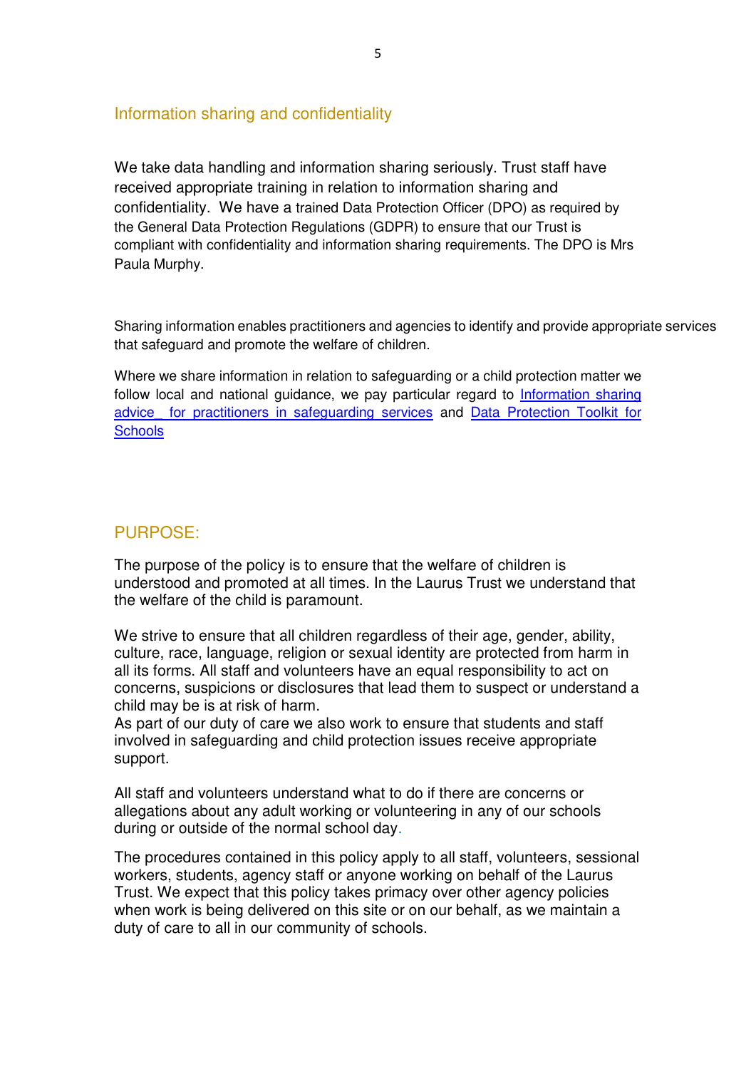## Information sharing and confidentiality

We take data handling and information sharing seriously. Trust staff have received appropriate training in relation to information sharing and confidentiality. We have a trained Data Protection Officer (DPO) as required by the General Data Protection Regulations (GDPR) to ensure that our Trust is compliant with confidentiality and information sharing requirements. The DPO is Mrs Paula Murphy.

Sharing information enables practitioners and agencies to identify and provide appropriate services that safeguard and promote the welfare of children.

Where we share information in relation to safeguarding or a child protection matter we follow local and national guidance, we pay particular regard to Information sharing advice for practitioners in safeguarding services and Data Protection Toolkit for Schools

## PURPOSE:

The purpose of the policy is to ensure that the welfare of children is understood and promoted at all times. In the Laurus Trust we understand that the welfare of the child is paramount.

We strive to ensure that all children regardless of their age, gender, ability, culture, race, language, religion or sexual identity are protected from harm in all its forms. All staff and volunteers have an equal responsibility to act on concerns, suspicions or disclosures that lead them to suspect or understand a child may be is at risk of harm.
As part of our duty of care we also work to ensure that students and staff involved in safeguarding and child protection issues receive appropriate support.

All staff and volunteers understand what to do if there are concerns or allegations about any adult working or volunteering in any of our schools during or outside of the normal school day.

The procedures contained in this policy apply to all staff, volunteers, sessional workers, students, agency staff or anyone working on behalf of the Laurus Trust. We expect that this policy takes primacy over other agency policies when work is being delivered on this site or on our behalf, as we maintain a duty of care to all in our community of schools.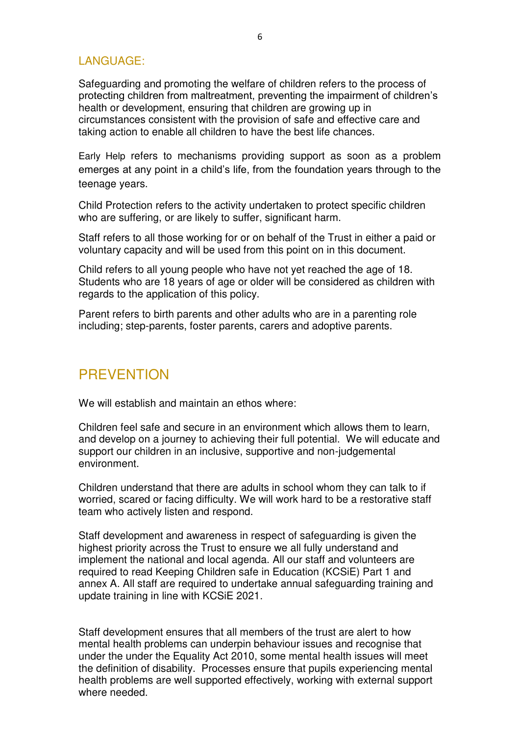## LANGUAGE:

Safeguarding and promoting the welfare of children refers to the process of protecting children from maltreatment, preventing the impairment of children's health or development, ensuring that children are growing up in circumstances consistent with the provision of safe and effective care and taking action to enable all children to have the best life chances.

Early Help refers to mechanisms providing support as soon as a problem emerges at any point in a child's life, from the foundation years through to the teenage years.

Child Protection refers to the activity undertaken to protect specific children who are suffering, or are likely to suffer, significant harm.

Staff refers to all those working for or on behalf of the Trust in either a paid or voluntary capacity and will be used from this point on in this document.

Child refers to all young people who have not yet reached the age of 18. Students who are 18 years of age or older will be considered as children with regards to the application of this policy.

Parent refers to birth parents and other adults who are in a parenting role including; step-parents, foster parents, carers and adoptive parents.

# PREVENTION

We will establish and maintain an ethos where:

Children feel safe and secure in an environment which allows them to learn, and develop on a journey to achieving their full potential. We will educate and support our children in an inclusive, supportive and non-judgemental environment.

Children understand that there are adults in school whom they can talk to if worried, scared or facing difficulty. We will work hard to be a restorative staff team who actively listen and respond.

Staff development and awareness in respect of safeguarding is given the highest priority across the Trust to ensure we all fully understand and implement the national and local agenda. All our staff and volunteers are required to read Keeping Children safe in Education (KCSiE) Part 1 and annex A. All staff are required to undertake annual safeguarding training and update training in line with KCSiE 2021.

Staff development ensures that all members of the trust are alert to how mental health problems can underpin behaviour issues and recognise that under the under the Equality Act 2010, some mental health issues will meet the definition of disability. Processes ensure that pupils experiencing mental health problems are well supported effectively, working with external support where needed.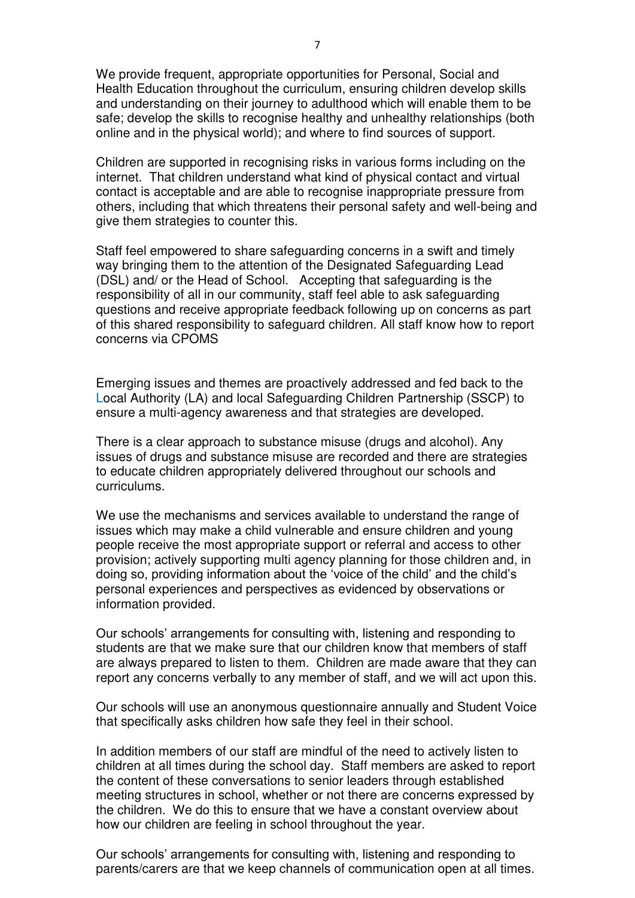We provide frequent, appropriate opportunities for Personal, Social and Health Education throughout the curriculum, ensuring children develop skills and understanding on their journey to adulthood which will enable them to be safe; develop the skills to recognise healthy and unhealthy relationships (both online and in the physical world); and where to find sources of support.

Children are supported in recognising risks in various forms including on the internet. That children understand what kind of physical contact and virtual contact is acceptable and are able to recognise inappropriate pressure from others, including that which threatens their personal safety and well-being and give them strategies to counter this.

Staff feel empowered to share safeguarding concerns in a swift and timely way bringing them to the attention of the Designated Safeguarding Lead (DSL) and/ or the Head of School. Accepting that safeguarding is the responsibility of all in our community, staff feel able to ask safeguarding questions and receive appropriate feedback following up on concerns as part of this shared responsibility to safeguard children. All staff know how to report concerns via CPOMS

Emerging issues and themes are proactively addressed and fed back to the Local Authority (LA) and local Safeguarding Children Partnership (SSCP) to ensure a multi-agency awareness and that strategies are developed.

There is a clear approach to substance misuse (drugs and alcohol). Any issues of drugs and substance misuse are recorded and there are strategies to educate children appropriately delivered throughout our schools and curriculums.

We use the mechanisms and services available to understand the range of issues which may make a child vulnerable and ensure children and young people receive the most appropriate support or referral and access to other provision; actively supporting multi agency planning for those children and, in doing so, providing information about the 'voice of the child' and the child's personal experiences and perspectives as evidenced by observations or information provided.

Our schools' arrangements for consulting with, listening and responding to students are that we make sure that our children know that members of staff are always prepared to listen to them. Children are made aware that they can report any concerns verbally to any member of staff, and we will act upon this.

Our schools will use an anonymous questionnaire annually and Student Voice that specifically asks children how safe they feel in their school.

In addition members of our staff are mindful of the need to actively listen to children at all times during the school day. Staff members are asked to report the content of these conversations to senior leaders through established meeting structures in school, whether or not there are concerns expressed by the children. We do this to ensure that we have a constant overview about how our children are feeling in school throughout the year.

Our schools' arrangements for consulting with, listening and responding to parents/carers are that we keep channels of communication open at all times.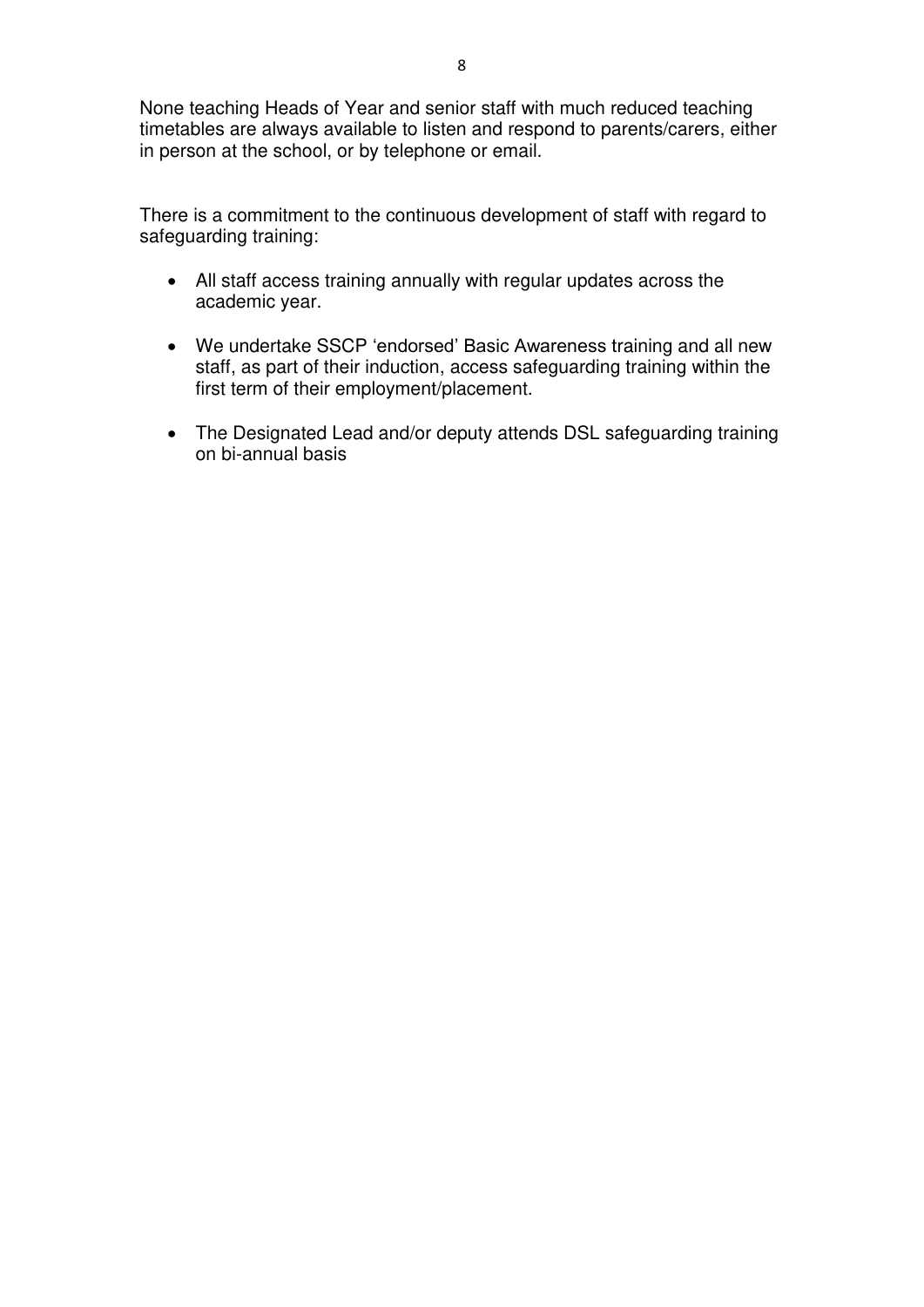None teaching Heads of Year and senior staff with much reduced teaching timetables are always available to listen and respond to parents/carers, either in person at the school, or by telephone or email.

There is a commitment to the continuous development of staff with regard to safeguarding training:

- All staff access training annually with regular updates across the academic year.
- We undertake SSCP 'endorsed' Basic Awareness training and all new staff, as part of their induction, access safeguarding training within the first term of their employment/placement.
- The Designated Lead and/or deputy attends DSL safeguarding training on bi-annual basis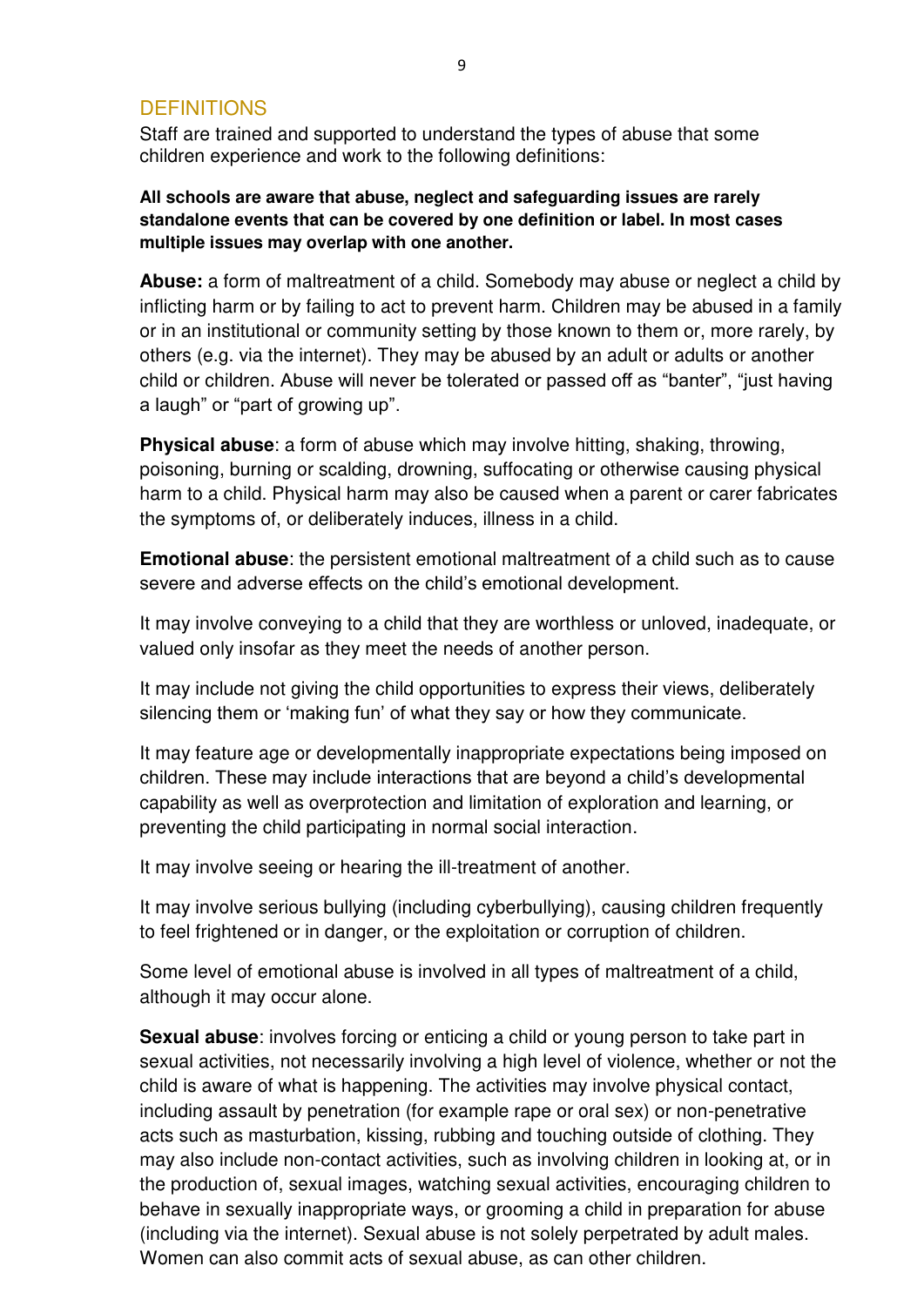## DEFINITIONS

Staff are trained and supported to understand the types of abuse that some children experience and work to the following definitions:

**All schools are aware that abuse, neglect and safeguarding issues are rarely standalone events that can be covered by one definition or label. In most cases multiple issues may overlap with one another.**

**Abuse:** a form of maltreatment of a child. Somebody may abuse or neglect a child by inflicting harm or by failing to act to prevent harm. Children may be abused in a family or in an institutional or community setting by those known to them or, more rarely, by others (e.g. via the internet). They may be abused by an adult or adults or another child or children. Abuse will never be tolerated or passed off as "banter", "just having a laugh" or "part of growing up".

**Physical abuse**: a form of abuse which may involve hitting, shaking, throwing, poisoning, burning or scalding, drowning, suffocating or otherwise causing physical harm to a child. Physical harm may also be caused when a parent or carer fabricates the symptoms of, or deliberately induces, illness in a child.

**Emotional abuse**: the persistent emotional maltreatment of a child such as to cause severe and adverse effects on the child's emotional development.

It may involve conveying to a child that they are worthless or unloved, inadequate, or valued only insofar as they meet the needs of another person.

It may include not giving the child opportunities to express their views, deliberately silencing them or 'making fun' of what they say or how they communicate.

It may feature age or developmentally inappropriate expectations being imposed on children. These may include interactions that are beyond a child's developmental capability as well as overprotection and limitation of exploration and learning, or preventing the child participating in normal social interaction.

It may involve seeing or hearing the ill-treatment of another.

It may involve serious bullying (including cyberbullying), causing children frequently to feel frightened or in danger, or the exploitation or corruption of children.

Some level of emotional abuse is involved in all types of maltreatment of a child, although it may occur alone.

**Sexual abuse**: involves forcing or enticing a child or young person to take part in sexual activities, not necessarily involving a high level of violence, whether or not the child is aware of what is happening. The activities may involve physical contact, including assault by penetration (for example rape or oral sex) or non-penetrative acts such as masturbation, kissing, rubbing and touching outside of clothing. They may also include non-contact activities, such as involving children in looking at, or in the production of, sexual images, watching sexual activities, encouraging children to behave in sexually inappropriate ways, or grooming a child in preparation for abuse (including via the internet). Sexual abuse is not solely perpetrated by adult males. Women can also commit acts of sexual abuse, as can other children.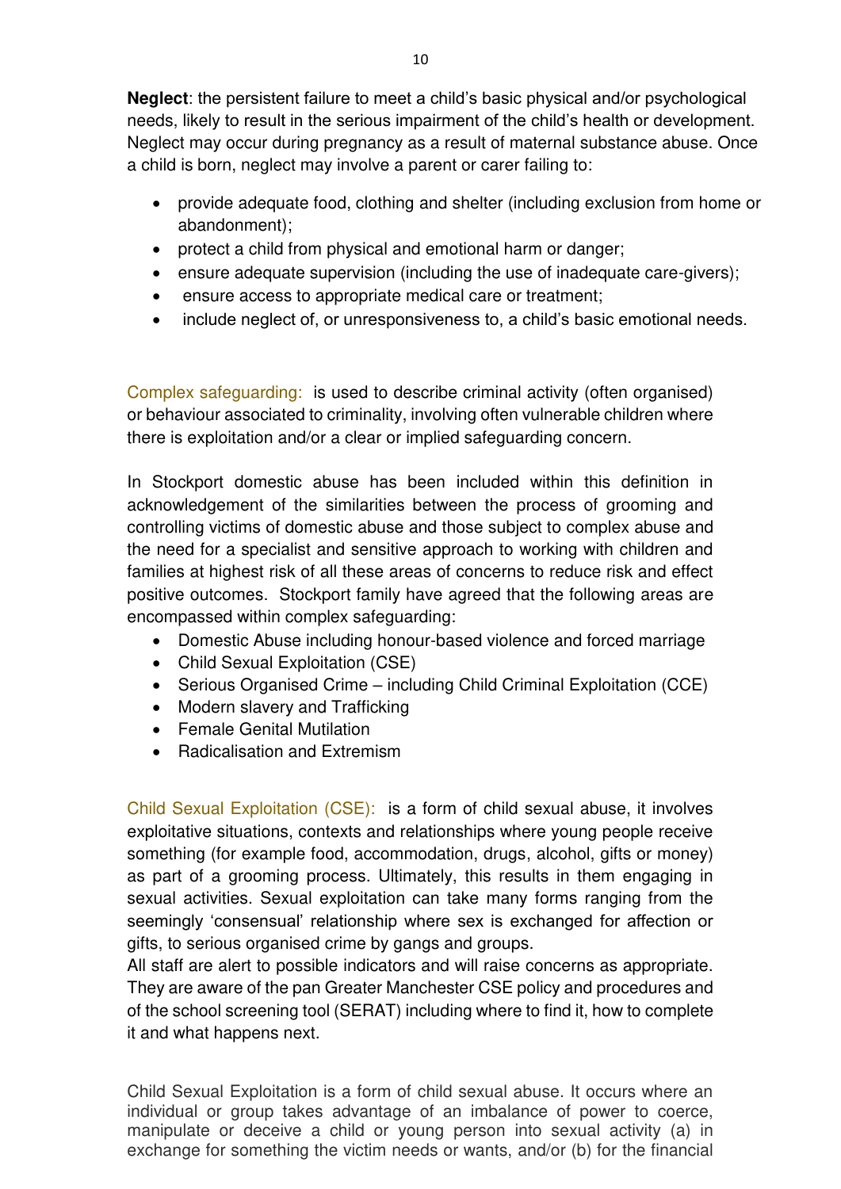**Neglect**: the persistent failure to meet a child's basic physical and/or psychological needs, likely to result in the serious impairment of the child's health or development. Neglect may occur during pregnancy as a result of maternal substance abuse. Once a child is born, neglect may involve a parent or carer failing to:

- provide adequate food, clothing and shelter (including exclusion from home or abandonment);
- protect a child from physical and emotional harm or danger;
- ensure adequate supervision (including the use of inadequate care-givers);
- ensure access to appropriate medical care or treatment;
- include neglect of, or unresponsiveness to, a child's basic emotional needs.

Complex safeguarding: is used to describe criminal activity (often organised) or behaviour associated to criminality, involving often vulnerable children where there is exploitation and/or a clear or implied safeguarding concern.

In Stockport domestic abuse has been included within this definition in acknowledgement of the similarities between the process of grooming and controlling victims of domestic abuse and those subject to complex abuse and the need for a specialist and sensitive approach to working with children and families at highest risk of all these areas of concerns to reduce risk and effect positive outcomes. Stockport family have agreed that the following areas are encompassed within complex safeguarding:

- Domestic Abuse including honour-based violence and forced marriage
- Child Sexual Exploitation (CSE)
- Serious Organised Crime – including Child Criminal Exploitation (CCE)
- Modern slavery and Trafficking
- Female Genital Mutilation
- Radicalisation and Extremism

Child Sexual Exploitation (CSE): is a form of child sexual abuse, it involves exploitative situations, contexts and relationships where young people receive something (for example food, accommodation, drugs, alcohol, gifts or money) as part of a grooming process. Ultimately, this results in them engaging in sexual activities. Sexual exploitation can take many forms ranging from the seemingly 'consensual' relationship where sex is exchanged for affection or gifts, to serious organised crime by gangs and groups.
All staff are alert to possible indicators and will raise concerns as appropriate. They are aware of the pan Greater Manchester CSE policy and procedures and of the school screening tool (SERAT) including where to find it, how to complete it and what happens next.

Child Sexual Exploitation is a form of child sexual abuse. It occurs where an individual or group takes advantage of an imbalance of power to coerce, manipulate or deceive a child or young person into sexual activity (a) in exchange for something the victim needs or wants, and/or (b) for the financial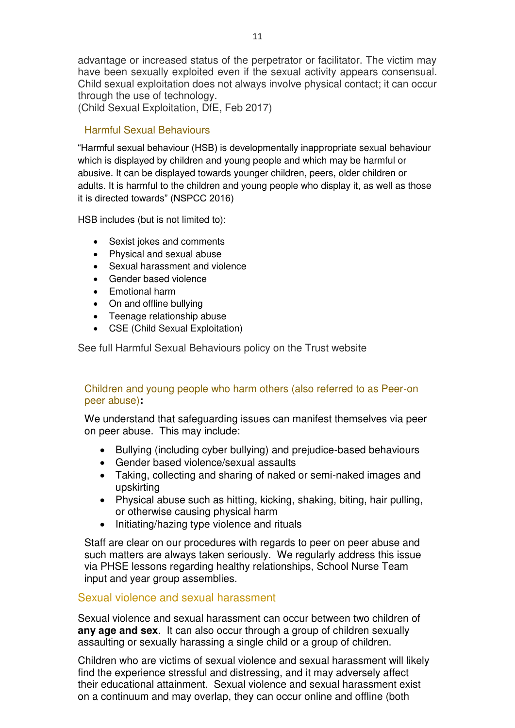advantage or increased status of the perpetrator or facilitator. The victim may have been sexually exploited even if the sexual activity appears consensual. Child sexual exploitation does not always involve physical contact; it can occur through the use of technology.
(Child Sexual Exploitation, DfE, Feb 2017)

## Harmful Sexual Behaviours

"Harmful sexual behaviour (HSB) is developmentally inappropriate sexual behaviour which is displayed by children and young people and which may be harmful or abusive. It can be displayed towards younger children, peers, older children or adults. It is harmful to the children and young people who display it, as well as those it is directed towards" (NSPCC 2016)

HSB includes (but is not limited to):

- Sexist jokes and comments
- Physical and sexual abuse
- Sexual harassment and violence
- Gender based violence
- Emotional harm
- On and offline bullying
- Teenage relationship abuse
- CSE (Child Sexual Exploitation)

See full Harmful Sexual Behaviours policy on the Trust website

## Children and young people who harm others (also referred to as Peer-on peer abuse):

We understand that safeguarding issues can manifest themselves via peer on peer abuse. This may include:

- Bullying (including cyber bullying) and prejudice-based behaviours
- Gender based violence/sexual assaults
- Taking, collecting and sharing of naked or semi-naked images and upskirting
- Physical abuse such as hitting, kicking, shaking, biting, hair pulling, or otherwise causing physical harm
- Initiating/hazing type violence and rituals

Staff are clear on our procedures with regards to peer on peer abuse and such matters are always taken seriously. We regularly address this issue via PHSE lessons regarding healthy relationships, School Nurse Team input and year group assemblies.

## Sexual violence and sexual harassment

Sexual violence and sexual harassment can occur between two children of **any age and sex**. It can also occur through a group of children sexually assaulting or sexually harassing a single child or a group of children.

Children who are victims of sexual violence and sexual harassment will likely find the experience stressful and distressing, and it may adversely affect their educational attainment. Sexual violence and sexual harassment exist on a continuum and may overlap, they can occur online and offline (both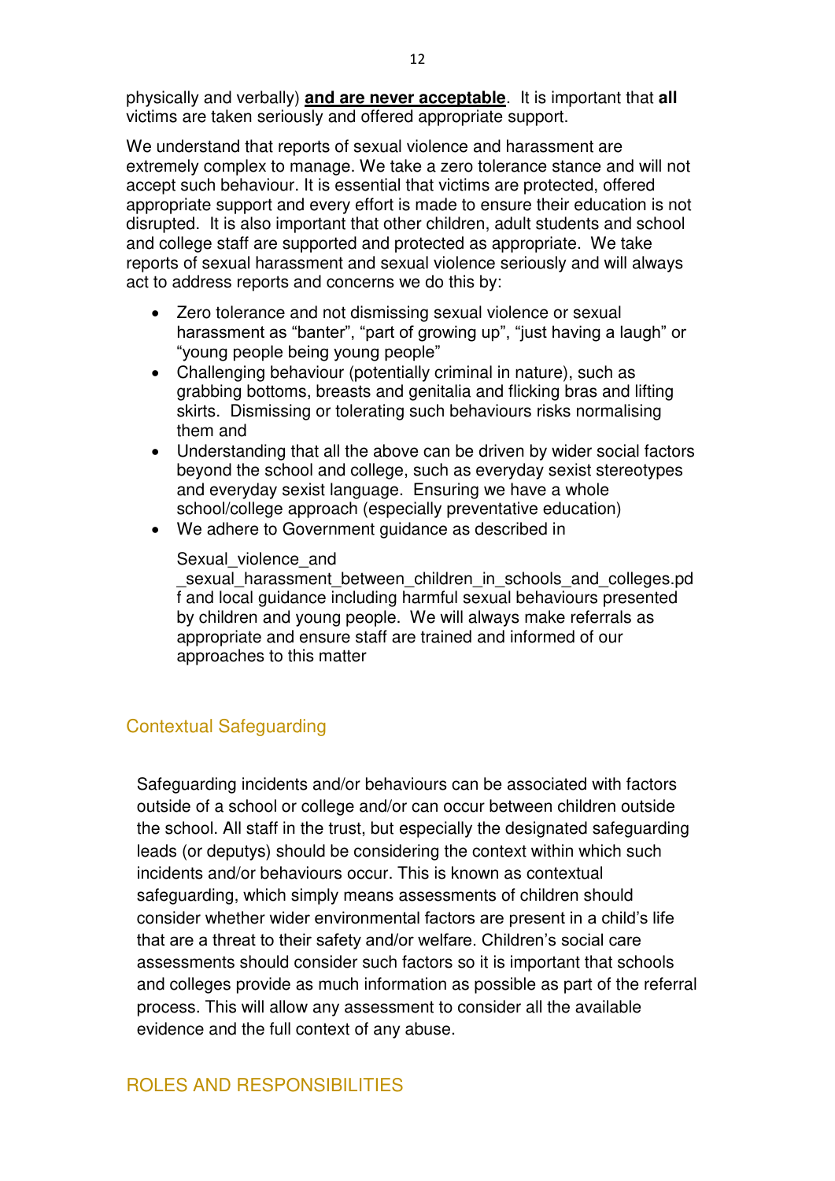physically and verbally) **<u>and are never acceptable</u>**. It is important that **all** victims are taken seriously and offered appropriate support.

We understand that reports of sexual violence and harassment are extremely complex to manage. We take a zero tolerance stance and will not accept such behaviour. It is essential that victims are protected, offered appropriate support and every effort is made to ensure their education is not disrupted. It is also important that other children, adult students and school and college staff are supported and protected as appropriate. We take reports of sexual harassment and sexual violence seriously and will always act to address reports and concerns we do this by:

- Zero tolerance and not dismissing sexual violence or sexual harassment as "banter", "part of growing up", "just having a laugh" or "young people being young people"
- Challenging behaviour (potentially criminal in nature), such as grabbing bottoms, breasts and genitalia and flicking bras and lifting skirts. Dismissing or tolerating such behaviours risks normalising them and
- Understanding that all the above can be driven by wider social factors beyond the school and college, such as everyday sexist stereotypes and everyday sexist language. Ensuring we have a whole school/college approach (especially preventative education)
- We adhere to Government guidance as described in

  Sexual_violence_and_sexual_harassment_between_children_in_schools_and_colleges.pdf and local guidance including harmful sexual behaviours presented by children and young people. We will always make referrals as appropriate and ensure staff are trained and informed of our approaches to this matter

## Contextual Safeguarding

Safeguarding incidents and/or behaviours can be associated with factors outside of a school or college and/or can occur between children outside the school. All staff in the trust, but especially the designated safeguarding leads (or deputys) should be considering the context within which such incidents and/or behaviours occur. This is known as contextual safeguarding, which simply means assessments of children should consider whether wider environmental factors are present in a child's life that are a threat to their safety and/or welfare. Children's social care assessments should consider such factors so it is important that schools and colleges provide as much information as possible as part of the referral process. This will allow any assessment to consider all the available evidence and the full context of any abuse.

## ROLES AND RESPONSIBILITIES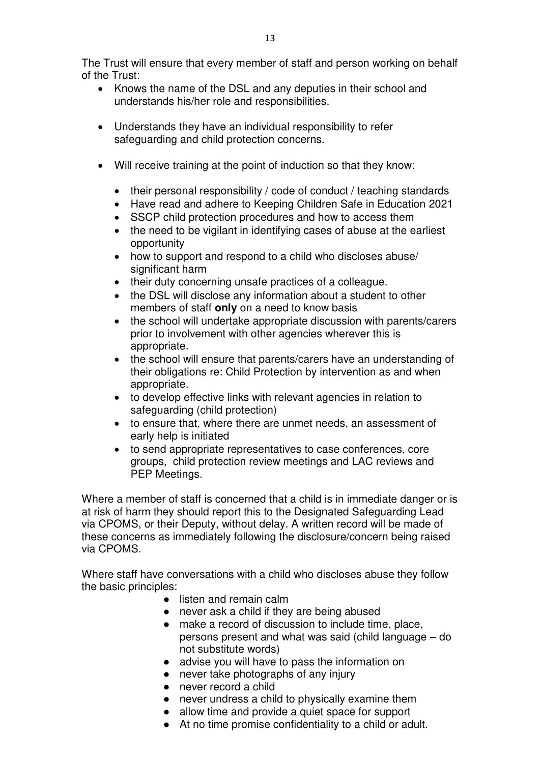The Trust will ensure that every member of staff and person working on behalf of the Trust:

- Knows the name of the DSL and any deputies in their school and understands his/her role and responsibilities.
- Understands they have an individual responsibility to refer safeguarding and child protection concerns.
- Will receive training at the point of induction so that they know:
  - their personal responsibility / code of conduct / teaching standards
  - Have read and adhere to Keeping Children Safe in Education 2021
  - SSCP child protection procedures and how to access them
  - the need to be vigilant in identifying cases of abuse at the earliest opportunity
  - how to support and respond to a child who discloses abuse/ significant harm
  - their duty concerning unsafe practices of a colleague.
  - the DSL will disclose any information about a student to other members of staff **only** on a need to know basis
  - the school will undertake appropriate discussion with parents/carers prior to involvement with other agencies wherever this is appropriate.
  - the school will ensure that parents/carers have an understanding of their obligations re: Child Protection by intervention as and when appropriate.
  - to develop effective links with relevant agencies in relation to safeguarding (child protection)
  - to ensure that, where there are unmet needs, an assessment of early help is initiated
  - to send appropriate representatives to case conferences, core groups, child protection review meetings and LAC reviews and PEP Meetings.

Where a member of staff is concerned that a child is in immediate danger or is at risk of harm they should report this to the Designated Safeguarding Lead via CPOMS, or their Deputy, without delay. A written record will be made of these concerns as immediately following the disclosure/concern being raised via CPOMS.

Where staff have conversations with a child who discloses abuse they follow the basic principles:

- listen and remain calm
- never ask a child if they are being abused
- make a record of discussion to include time, place, persons present and what was said (child language – do not substitute words)
- advise you will have to pass the information on
- never take photographs of any injury
- never record a child
- never undress a child to physically examine them
- allow time and provide a quiet space for support
- At no time promise confidentiality to a child or adult.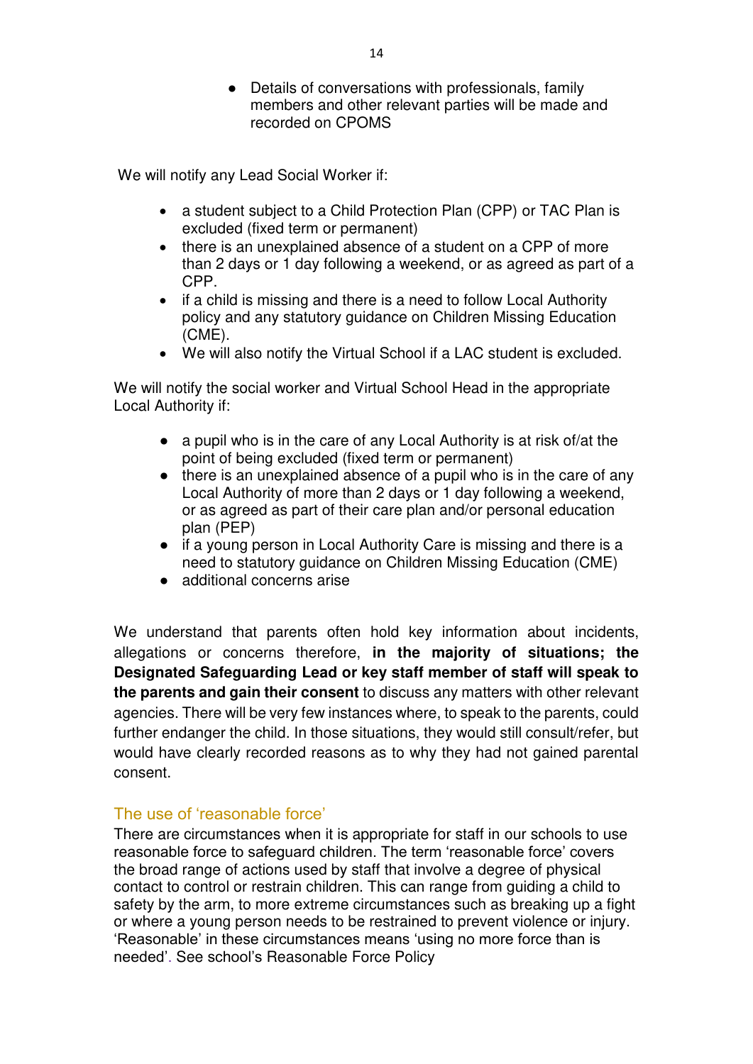- Details of conversations with professionals, family members and other relevant parties will be made and recorded on CPOMS

We will notify any Lead Social Worker if:

- a student subject to a Child Protection Plan (CPP) or TAC Plan is excluded (fixed term or permanent)
- there is an unexplained absence of a student on a CPP of more than 2 days or 1 day following a weekend, or as agreed as part of a CPP.
- if a child is missing and there is a need to follow Local Authority policy and any statutory guidance on Children Missing Education (CME).
- We will also notify the Virtual School if a LAC student is excluded.

We will notify the social worker and Virtual School Head in the appropriate Local Authority if:

- a pupil who is in the care of any Local Authority is at risk of/at the point of being excluded (fixed term or permanent)
- there is an unexplained absence of a pupil who is in the care of any Local Authority of more than 2 days or 1 day following a weekend, or as agreed as part of their care plan and/or personal education plan (PEP)
- if a young person in Local Authority Care is missing and there is a need to statutory guidance on Children Missing Education (CME)
- additional concerns arise

We understand that parents often hold key information about incidents, allegations or concerns therefore, **in the majority of situations; the Designated Safeguarding Lead or key staff member of staff will speak to the parents and gain their consent** to discuss any matters with other relevant agencies. There will be very few instances where, to speak to the parents, could further endanger the child. In those situations, they would still consult/refer, but would have clearly recorded reasons as to why they had not gained parental consent.

## The use of 'reasonable force'

There are circumstances when it is appropriate for staff in our schools to use reasonable force to safeguard children. The term 'reasonable force' covers the broad range of actions used by staff that involve a degree of physical contact to control or restrain children. This can range from guiding a child to safety by the arm, to more extreme circumstances such as breaking up a fight or where a young person needs to be restrained to prevent violence or injury. 'Reasonable' in these circumstances means 'using no more force than is needed'. See school's Reasonable Force Policy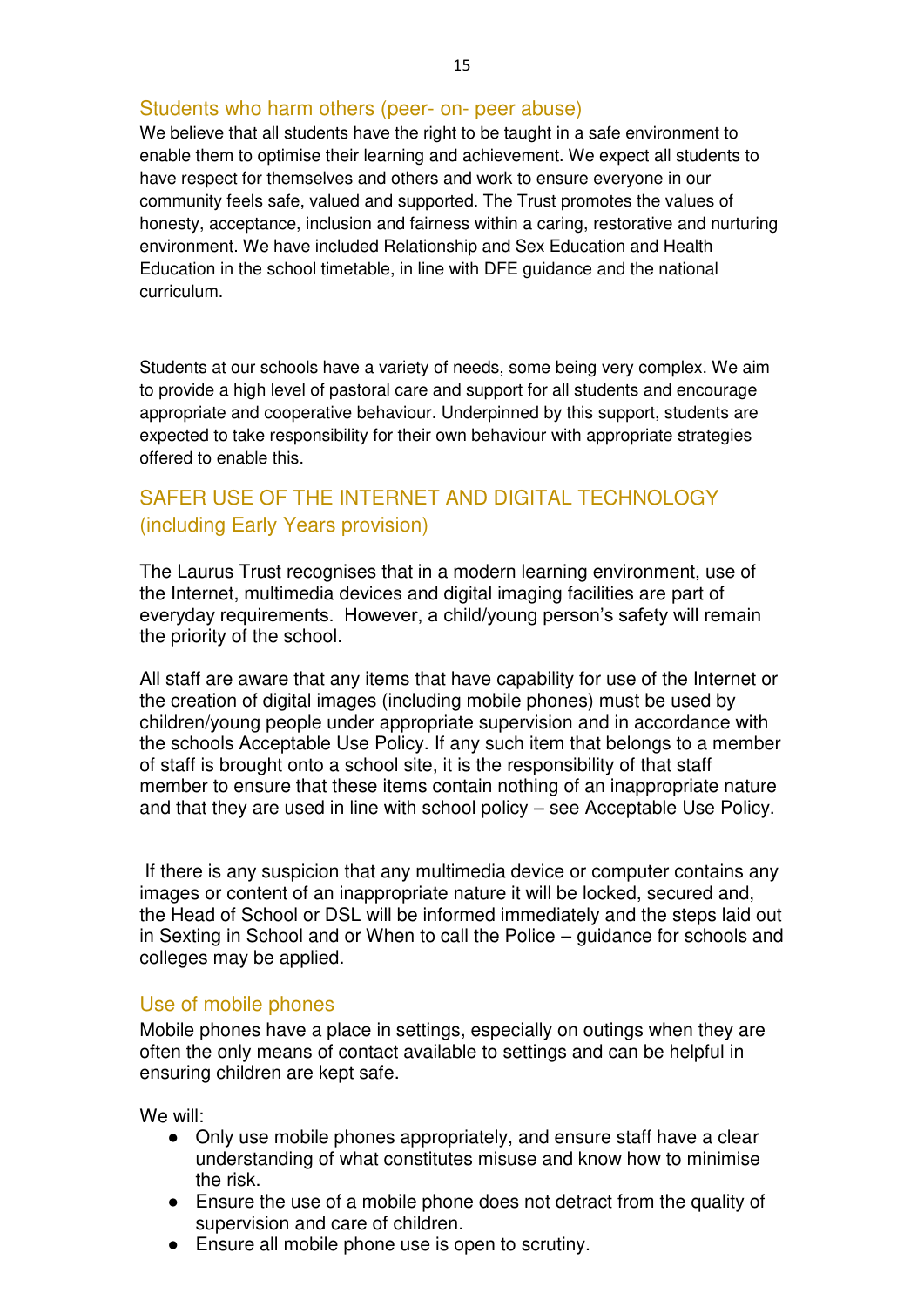## Students who harm others (peer- on- peer abuse)

We believe that all students have the right to be taught in a safe environment to enable them to optimise their learning and achievement. We expect all students to have respect for themselves and others and work to ensure everyone in our community feels safe, valued and supported. The Trust promotes the values of honesty, acceptance, inclusion and fairness within a caring, restorative and nurturing environment. We have included Relationship and Sex Education and Health Education in the school timetable, in line with DFE guidance and the national curriculum.

Students at our schools have a variety of needs, some being very complex. We aim to provide a high level of pastoral care and support for all students and encourage appropriate and cooperative behaviour. Underpinned by this support, students are expected to take responsibility for their own behaviour with appropriate strategies offered to enable this.

## SAFER USE OF THE INTERNET AND DIGITAL TECHNOLOGY (including Early Years provision)

The Laurus Trust recognises that in a modern learning environment, use of the Internet, multimedia devices and digital imaging facilities are part of everyday requirements. However, a child/young person's safety will remain the priority of the school.

All staff are aware that any items that have capability for use of the Internet or the creation of digital images (including mobile phones) must be used by children/young people under appropriate supervision and in accordance with the schools Acceptable Use Policy. If any such item that belongs to a member of staff is brought onto a school site, it is the responsibility of that staff member to ensure that these items contain nothing of an inappropriate nature and that they are used in line with school policy – see Acceptable Use Policy.

If there is any suspicion that any multimedia device or computer contains any images or content of an inappropriate nature it will be locked, secured and, the Head of School or DSL will be informed immediately and the steps laid out in Sexting in School and or When to call the Police – guidance for schools and colleges may be applied.

### Use of mobile phones

Mobile phones have a place in settings, especially on outings when they are often the only means of contact available to settings and can be helpful in ensuring children are kept safe.

We will:

- Only use mobile phones appropriately, and ensure staff have a clear understanding of what constitutes misuse and know how to minimise the risk.
- Ensure the use of a mobile phone does not detract from the quality of supervision and care of children.
- Ensure all mobile phone use is open to scrutiny.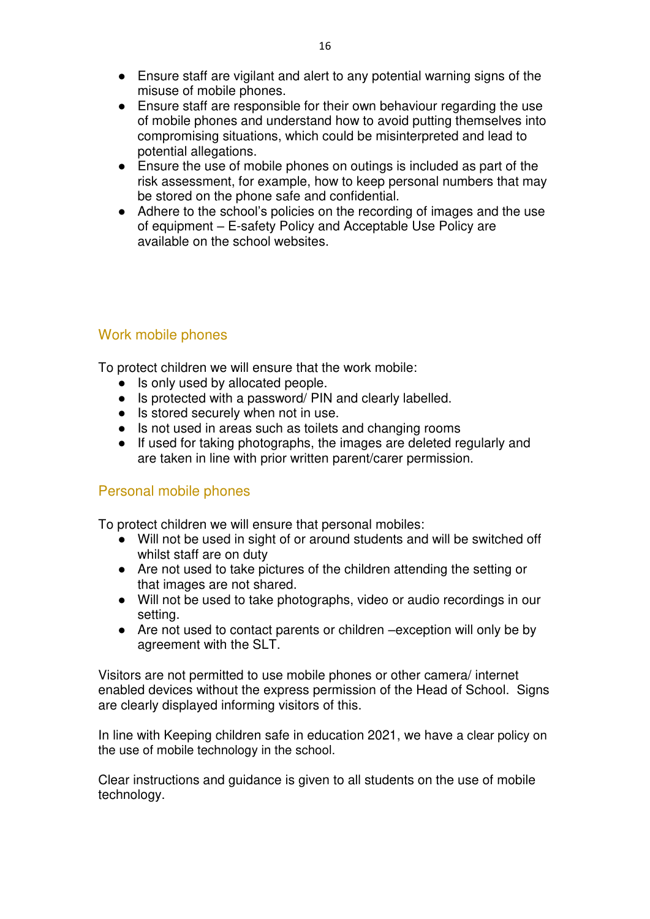- Ensure staff are vigilant and alert to any potential warning signs of the misuse of mobile phones.
- Ensure staff are responsible for their own behaviour regarding the use of mobile phones and understand how to avoid putting themselves into compromising situations, which could be misinterpreted and lead to potential allegations.
- Ensure the use of mobile phones on outings is included as part of the risk assessment, for example, how to keep personal numbers that may be stored on the phone safe and confidential.
- Adhere to the school's policies on the recording of images and the use of equipment – E-safety Policy and Acceptable Use Policy are available on the school websites.

## Work mobile phones

To protect children we will ensure that the work mobile:

- Is only used by allocated people.
- Is protected with a password/ PIN and clearly labelled.
- Is stored securely when not in use.
- Is not used in areas such as toilets and changing rooms
- If used for taking photographs, the images are deleted regularly and are taken in line with prior written parent/carer permission.

## Personal mobile phones

To protect children we will ensure that personal mobiles:

- Will not be used in sight of or around students and will be switched off whilst staff are on duty
- Are not used to take pictures of the children attending the setting or that images are not shared.
- Will not be used to take photographs, video or audio recordings in our setting.
- Are not used to contact parents or children –exception will only be by agreement with the SLT.

Visitors are not permitted to use mobile phones or other camera/ internet enabled devices without the express permission of the Head of School. Signs are clearly displayed informing visitors of this.

In line with Keeping children safe in education 2021, we have a clear policy on the use of mobile technology in the school.

Clear instructions and guidance is given to all students on the use of mobile technology.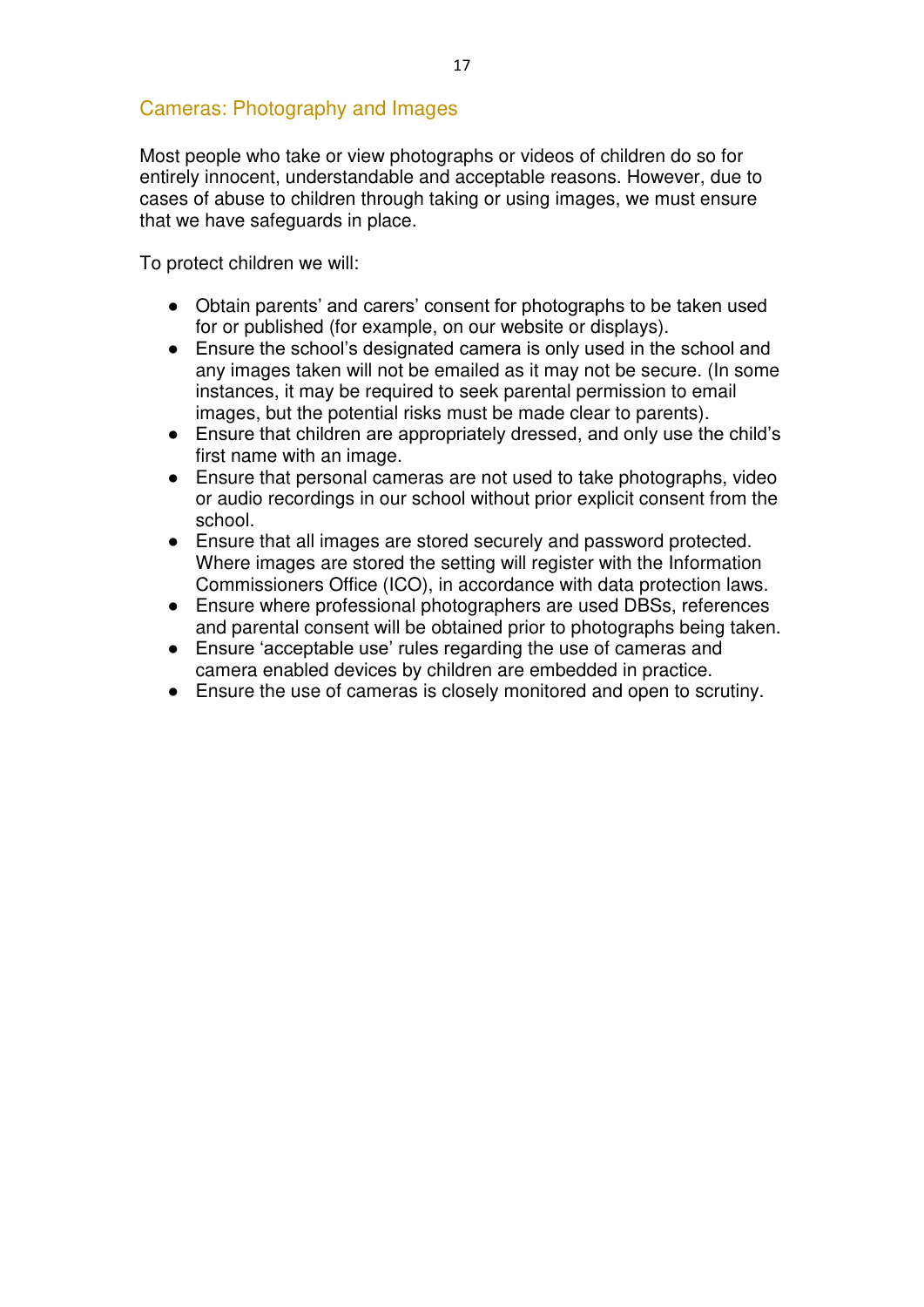## Cameras: Photography and Images

Most people who take or view photographs or videos of children do so for entirely innocent, understandable and acceptable reasons. However, due to cases of abuse to children through taking or using images, we must ensure that we have safeguards in place.

To protect children we will:

- Obtain parents' and carers' consent for photographs to be taken used for or published (for example, on our website or displays).
- Ensure the school's designated camera is only used in the school and any images taken will not be emailed as it may not be secure. (In some instances, it may be required to seek parental permission to email images, but the potential risks must be made clear to parents).
- Ensure that children are appropriately dressed, and only use the child's first name with an image.
- Ensure that personal cameras are not used to take photographs, video or audio recordings in our school without prior explicit consent from the school.
- Ensure that all images are stored securely and password protected. Where images are stored the setting will register with the Information Commissioners Office (ICO), in accordance with data protection laws.
- Ensure where professional photographers are used DBSs, references and parental consent will be obtained prior to photographs being taken.
- Ensure 'acceptable use' rules regarding the use of cameras and camera enabled devices by children are embedded in practice.
- Ensure the use of cameras is closely monitored and open to scrutiny.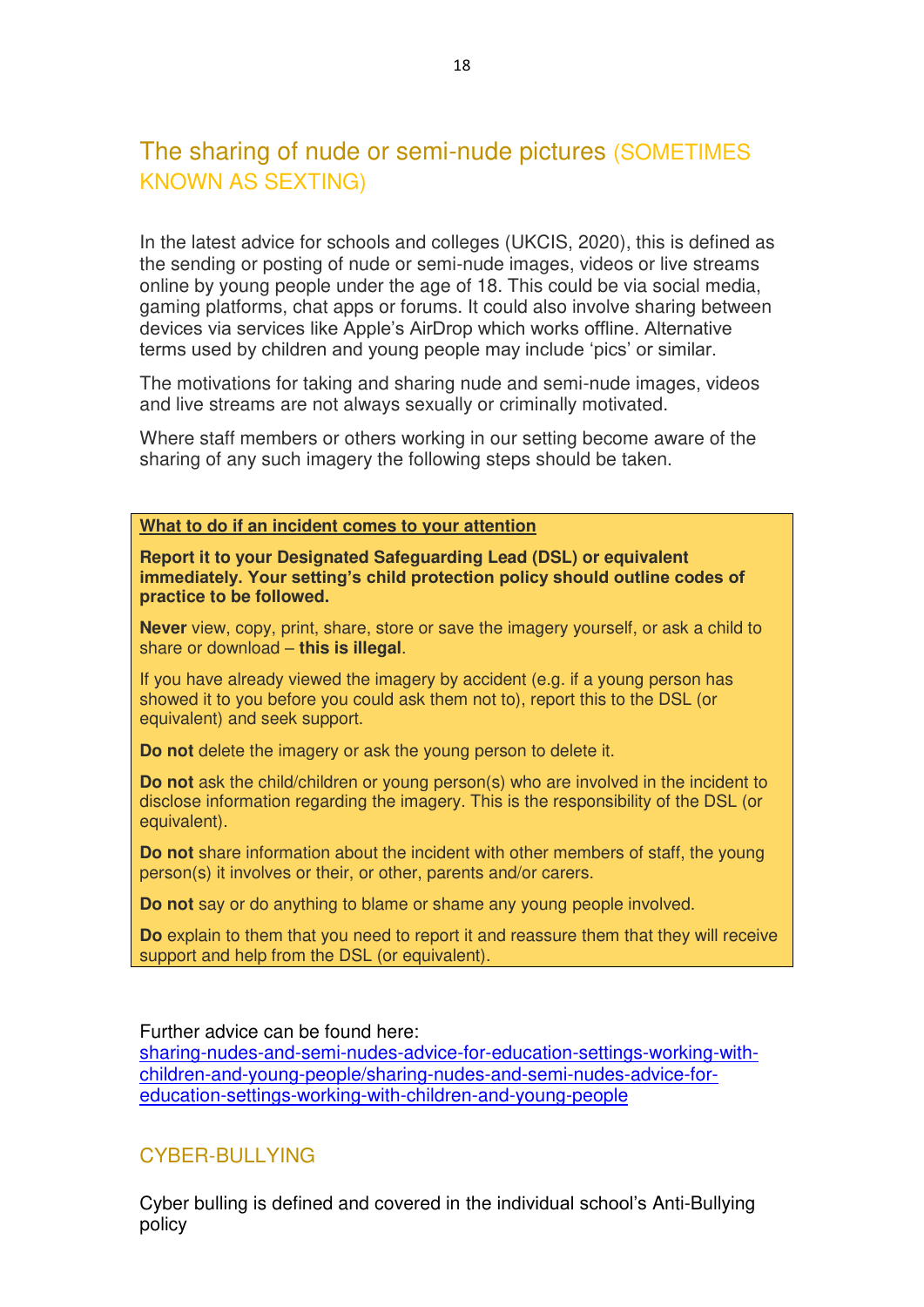## The sharing of nude or semi-nude pictures (SOMETIMES KNOWN AS SEXTING)

In the latest advice for schools and colleges (UKCIS, 2020), this is defined as the sending or posting of nude or semi-nude images, videos or live streams online by young people under the age of 18. This could be via social media, gaming platforms, chat apps or forums. It could also involve sharing between devices via services like Apple's AirDrop which works offline. Alternative terms used by children and young people may include 'pics' or similar.

The motivations for taking and sharing nude and semi-nude images, videos and live streams are not always sexually or criminally motivated.

Where staff members or others working in our setting become aware of the sharing of any such imagery the following steps should be taken.

**What to do if an incident comes to your attention**

**Report it to your Designated Safeguarding Lead (DSL) or equivalent immediately. Your setting's child protection policy should outline codes of practice to be followed.**

**Never** view, copy, print, share, store or save the imagery yourself, or ask a child to share or download – **this is illegal**.

If you have already viewed the imagery by accident (e.g. if a young person has showed it to you before you could ask them not to), report this to the DSL (or equivalent) and seek support.

**Do not** delete the imagery or ask the young person to delete it.

**Do not** ask the child/children or young person(s) who are involved in the incident to disclose information regarding the imagery. This is the responsibility of the DSL (or equivalent).

**Do not** share information about the incident with other members of staff, the young person(s) it involves or their, or other, parents and/or carers.

**Do not** say or do anything to blame or shame any young people involved.

**Do** explain to them that you need to report it and reassure them that they will receive support and help from the DSL (or equivalent).

Further advice can be found here:
sharing-nudes-and-semi-nudes-advice-for-education-settings-working-with-children-and-young-people/sharing-nudes-and-semi-nudes-advice-for-education-settings-working-with-children-and-young-people

## CYBER-BULLYING

Cyber bulling is defined and covered in the individual school's Anti-Bullying policy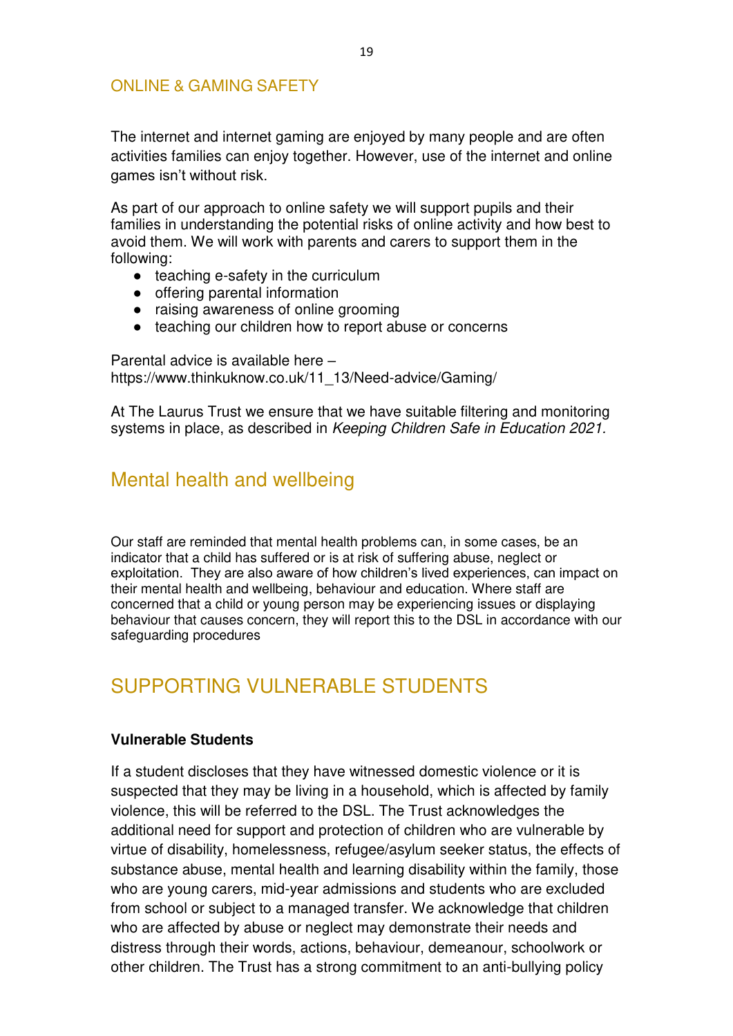## ONLINE & GAMING SAFETY

The internet and internet gaming are enjoyed by many people and are often activities families can enjoy together. However, use of the internet and online games isn't without risk.

As part of our approach to online safety we will support pupils and their families in understanding the potential risks of online activity and how best to avoid them. We will work with parents and carers to support them in the following:

- teaching e-safety in the curriculum
- offering parental information
- raising awareness of online grooming
- teaching our children how to report abuse or concerns

Parental advice is available here – https://www.thinkuknow.co.uk/11_13/Need-advice/Gaming/

At The Laurus Trust we ensure that we have suitable filtering and monitoring systems in place, as described in *Keeping Children Safe in Education 2021*.

# Mental health and wellbeing

Our staff are reminded that mental health problems can, in some cases, be an indicator that a child has suffered or is at risk of suffering abuse, neglect or exploitation. They are also aware of how children's lived experiences, can impact on their mental health and wellbeing, behaviour and education. Where staff are concerned that a child or young person may be experiencing issues or displaying behaviour that causes concern, they will report this to the DSL in accordance with our safeguarding procedures

# SUPPORTING VULNERABLE STUDENTS

**Vulnerable Students**

If a student discloses that they have witnessed domestic violence or it is suspected that they may be living in a household, which is affected by family violence, this will be referred to the DSL. The Trust acknowledges the additional need for support and protection of children who are vulnerable by virtue of disability, homelessness, refugee/asylum seeker status, the effects of substance abuse, mental health and learning disability within the family, those who are young carers, mid-year admissions and students who are excluded from school or subject to a managed transfer. We acknowledge that children who are affected by abuse or neglect may demonstrate their needs and distress through their words, actions, behaviour, demeanour, schoolwork or other children. The Trust has a strong commitment to an anti-bullying policy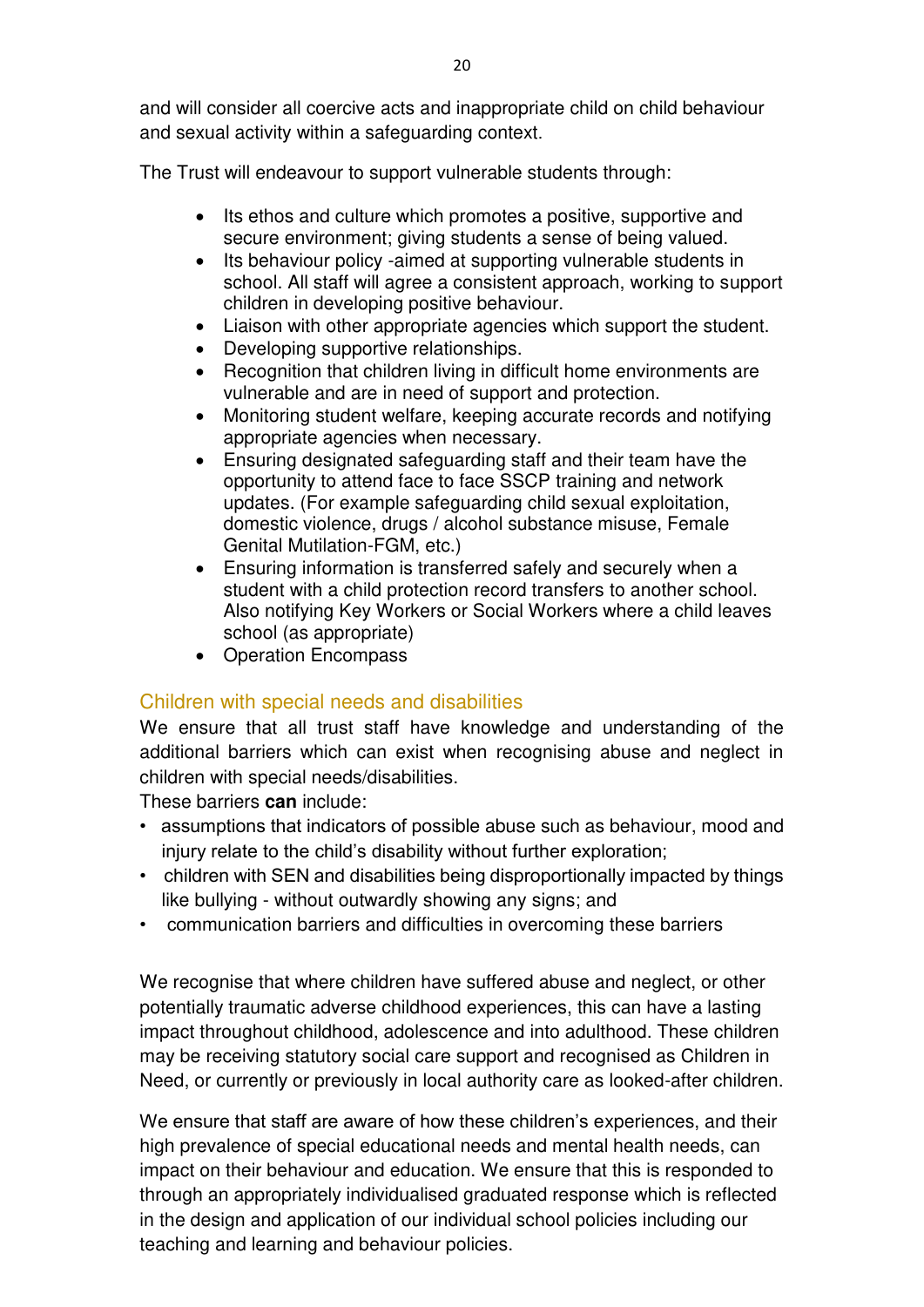and will consider all coercive acts and inappropriate child on child behaviour and sexual activity within a safeguarding context.

The Trust will endeavour to support vulnerable students through:

- Its ethos and culture which promotes a positive, supportive and secure environment; giving students a sense of being valued.
- Its behaviour policy -aimed at supporting vulnerable students in school. All staff will agree a consistent approach, working to support children in developing positive behaviour.
- Liaison with other appropriate agencies which support the student.
- Developing supportive relationships.
- Recognition that children living in difficult home environments are vulnerable and are in need of support and protection.
- Monitoring student welfare, keeping accurate records and notifying appropriate agencies when necessary.
- Ensuring designated safeguarding staff and their team have the opportunity to attend face to face SSCP training and network updates. (For example safeguarding child sexual exploitation, domestic violence, drugs / alcohol substance misuse, Female Genital Mutilation-FGM, etc.)
- Ensuring information is transferred safely and securely when a student with a child protection record transfers to another school. Also notifying Key Workers or Social Workers where a child leaves school (as appropriate)
- Operation Encompass

## Children with special needs and disabilities

We ensure that all trust staff have knowledge and understanding of the additional barriers which can exist when recognising abuse and neglect in children with special needs/disabilities.

These barriers **can** include:

- assumptions that indicators of possible abuse such as behaviour, mood and injury relate to the child's disability without further exploration;
- children with SEN and disabilities being disproportionally impacted by things like bullying - without outwardly showing any signs; and
- communication barriers and difficulties in overcoming these barriers

We recognise that where children have suffered abuse and neglect, or other potentially traumatic adverse childhood experiences, this can have a lasting impact throughout childhood, adolescence and into adulthood. These children may be receiving statutory social care support and recognised as Children in Need, or currently or previously in local authority care as looked-after children.

We ensure that staff are aware of how these children's experiences, and their high prevalence of special educational needs and mental health needs, can impact on their behaviour and education. We ensure that this is responded to through an appropriately individualised graduated response which is reflected in the design and application of our individual school policies including our teaching and learning and behaviour policies.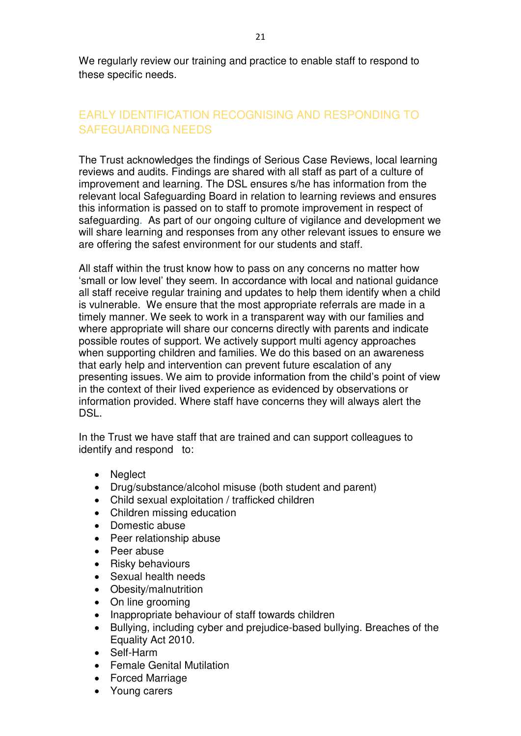We regularly review our training and practice to enable staff to respond to these specific needs.

## EARLY IDENTIFICATION RECOGNISING AND RESPONDING TO SAFEGUARDING NEEDS

The Trust acknowledges the findings of Serious Case Reviews, local learning reviews and audits. Findings are shared with all staff as part of a culture of improvement and learning. The DSL ensures s/he has information from the relevant local Safeguarding Board in relation to learning reviews and ensures this information is passed on to staff to promote improvement in respect of safeguarding. As part of our ongoing culture of vigilance and development we will share learning and responses from any other relevant issues to ensure we are offering the safest environment for our students and staff.

All staff within the trust know how to pass on any concerns no matter how 'small or low level' they seem. In accordance with local and national guidance all staff receive regular training and updates to help them identify when a child is vulnerable. We ensure that the most appropriate referrals are made in a timely manner. We seek to work in a transparent way with our families and where appropriate will share our concerns directly with parents and indicate possible routes of support. We actively support multi agency approaches when supporting children and families. We do this based on an awareness that early help and intervention can prevent future escalation of any presenting issues. We aim to provide information from the child's point of view in the context of their lived experience as evidenced by observations or information provided. Where staff have concerns they will always alert the DSL.

In the Trust we have staff that are trained and can support colleagues to identify and respond to:

- Neglect
- Drug/substance/alcohol misuse (both student and parent)
- Child sexual exploitation / trafficked children
- Children missing education
- Domestic abuse
- Peer relationship abuse
- Peer abuse
- Risky behaviours
- Sexual health needs
- Obesity/malnutrition
- On line grooming
- Inappropriate behaviour of staff towards children
- Bullying, including cyber and prejudice-based bullying. Breaches of the Equality Act 2010.
- Self-Harm
- Female Genital Mutilation
- Forced Marriage
- Young carers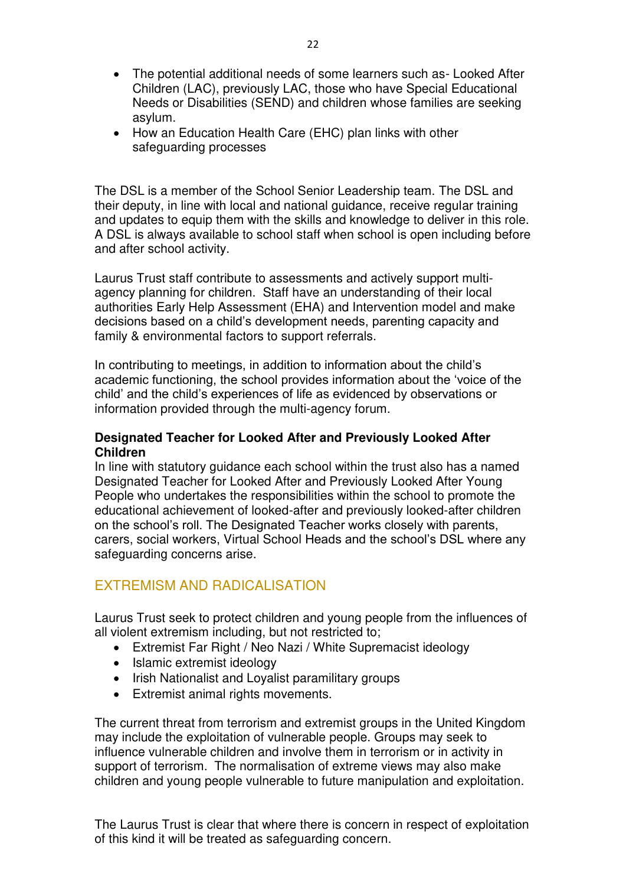- The potential additional needs of some learners such as- Looked After Children (LAC), previously LAC, those who have Special Educational Needs or Disabilities (SEND) and children whose families are seeking asylum.
- How an Education Health Care (EHC) plan links with other safeguarding processes

The DSL is a member of the School Senior Leadership team. The DSL and their deputy, in line with local and national guidance, receive regular training and updates to equip them with the skills and knowledge to deliver in this role. A DSL is always available to school staff when school is open including before and after school activity.

Laurus Trust staff contribute to assessments and actively support multi-agency planning for children. Staff have an understanding of their local authorities Early Help Assessment (EHA) and Intervention model and make decisions based on a child's development needs, parenting capacity and family & environmental factors to support referrals.

In contributing to meetings, in addition to information about the child's academic functioning, the school provides information about the 'voice of the child' and the child's experiences of life as evidenced by observations or information provided through the multi-agency forum.

**Designated Teacher for Looked After and Previously Looked After Children**

In line with statutory guidance each school within the trust also has a named Designated Teacher for Looked After and Previously Looked After Young People who undertakes the responsibilities within the school to promote the educational achievement of looked-after and previously looked-after children on the school's roll. The Designated Teacher works closely with parents, carers, social workers, Virtual School Heads and the school's DSL where any safeguarding concerns arise.

## EXTREMISM AND RADICALISATION

Laurus Trust seek to protect children and young people from the influences of all violent extremism including, but not restricted to;

- Extremist Far Right / Neo Nazi / White Supremacist ideology
- Islamic extremist ideology
- Irish Nationalist and Loyalist paramilitary groups
- Extremist animal rights movements.

The current threat from terrorism and extremist groups in the United Kingdom may include the exploitation of vulnerable people. Groups may seek to influence vulnerable children and involve them in terrorism or in activity in support of terrorism. The normalisation of extreme views may also make children and young people vulnerable to future manipulation and exploitation.

The Laurus Trust is clear that where there is concern in respect of exploitation of this kind it will be treated as safeguarding concern.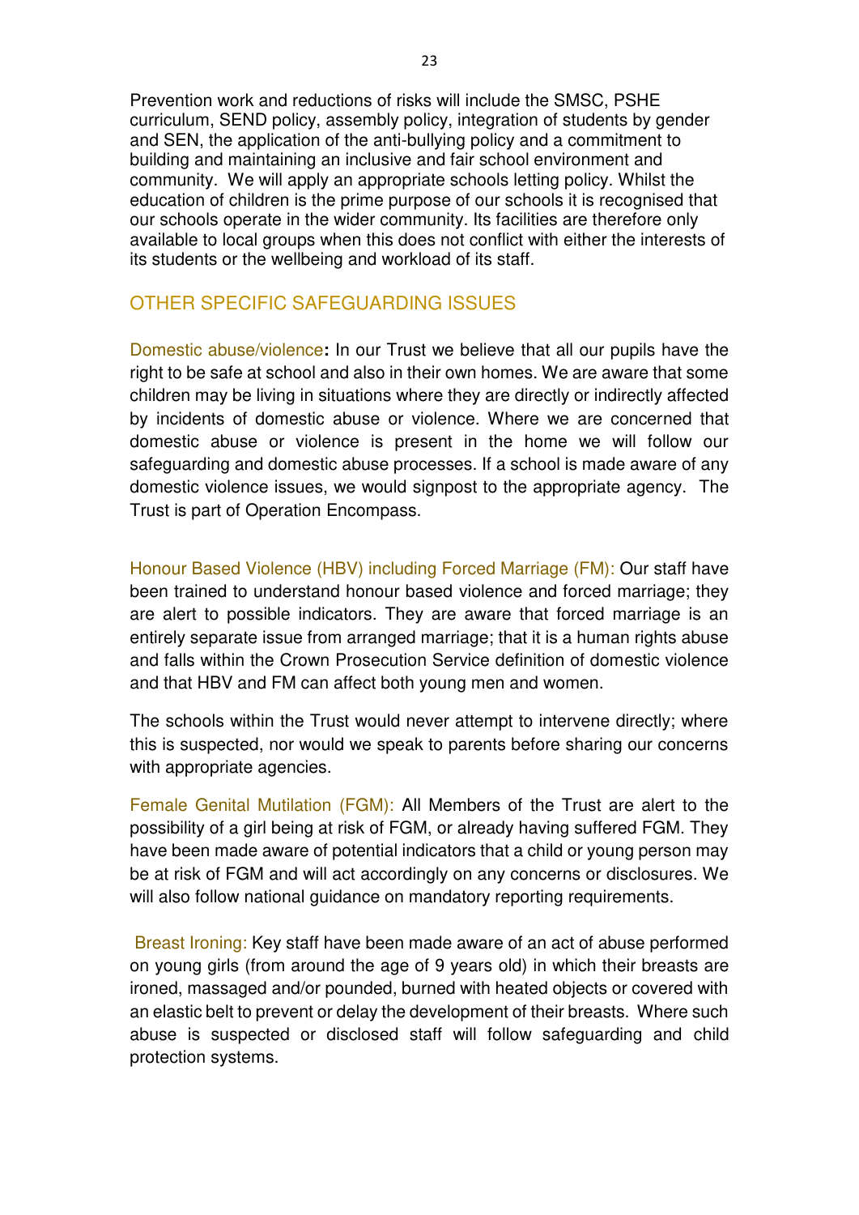Prevention work and reductions of risks will include the SMSC, PSHE curriculum, SEND policy, assembly policy, integration of students by gender and SEN, the application of the anti-bullying policy and a commitment to building and maintaining an inclusive and fair school environment and community. We will apply an appropriate schools letting policy. Whilst the education of children is the prime purpose of our schools it is recognised that our schools operate in the wider community. Its facilities are therefore only available to local groups when this does not conflict with either the interests of its students or the wellbeing and workload of its staff.

## OTHER SPECIFIC SAFEGUARDING ISSUES

Domestic abuse/violence**:** In our Trust we believe that all our pupils have the right to be safe at school and also in their own homes. We are aware that some children may be living in situations where they are directly or indirectly affected by incidents of domestic abuse or violence. Where we are concerned that domestic abuse or violence is present in the home we will follow our safeguarding and domestic abuse processes. If a school is made aware of any domestic violence issues, we would signpost to the appropriate agency. The Trust is part of Operation Encompass.

Honour Based Violence (HBV) including Forced Marriage (FM): Our staff have been trained to understand honour based violence and forced marriage; they are alert to possible indicators. They are aware that forced marriage is an entirely separate issue from arranged marriage; that it is a human rights abuse and falls within the Crown Prosecution Service definition of domestic violence and that HBV and FM can affect both young men and women.

The schools within the Trust would never attempt to intervene directly; where this is suspected, nor would we speak to parents before sharing our concerns with appropriate agencies.

Female Genital Mutilation (FGM): All Members of the Trust are alert to the possibility of a girl being at risk of FGM, or already having suffered FGM. They have been made aware of potential indicators that a child or young person may be at risk of FGM and will act accordingly on any concerns or disclosures. We will also follow national guidance on mandatory reporting requirements.

Breast Ironing: Key staff have been made aware of an act of abuse performed on young girls (from around the age of 9 years old) in which their breasts are ironed, massaged and/or pounded, burned with heated objects or covered with an elastic belt to prevent or delay the development of their breasts. Where such abuse is suspected or disclosed staff will follow safeguarding and child protection systems.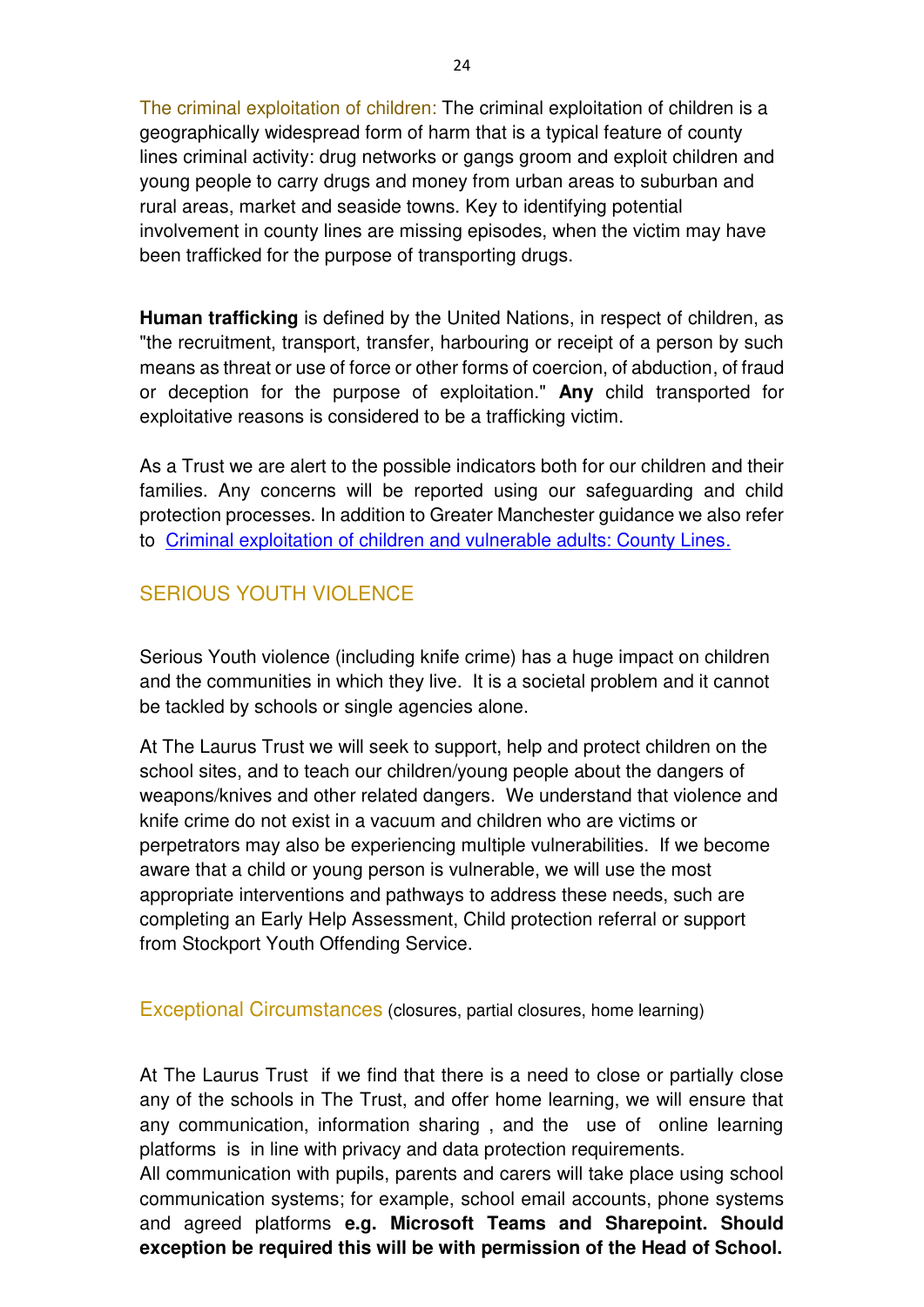The criminal exploitation of children: The criminal exploitation of children is a geographically widespread form of harm that is a typical feature of county lines criminal activity: drug networks or gangs groom and exploit children and young people to carry drugs and money from urban areas to suburban and rural areas, market and seaside towns. Key to identifying potential involvement in county lines are missing episodes, when the victim may have been trafficked for the purpose of transporting drugs.

**Human trafficking** is defined by the United Nations, in respect of children, as "the recruitment, transport, transfer, harbouring or receipt of a person by such means as threat or use of force or other forms of coercion, of abduction, of fraud or deception for the purpose of exploitation." **Any** child transported for exploitative reasons is considered to be a trafficking victim.

As a Trust we are alert to the possible indicators both for our children and their families. Any concerns will be reported using our safeguarding and child protection processes. In addition to Greater Manchester guidance we also refer to Criminal exploitation of children and vulnerable adults: County Lines.

## SERIOUS YOUTH VIOLENCE

Serious Youth violence (including knife crime) has a huge impact on children and the communities in which they live. It is a societal problem and it cannot be tackled by schools or single agencies alone.

At The Laurus Trust we will seek to support, help and protect children on the school sites, and to teach our children/young people about the dangers of weapons/knives and other related dangers. We understand that violence and knife crime do not exist in a vacuum and children who are victims or perpetrators may also be experiencing multiple vulnerabilities. If we become aware that a child or young person is vulnerable, we will use the most appropriate interventions and pathways to address these needs, such are completing an Early Help Assessment, Child protection referral or support from Stockport Youth Offending Service.

## Exceptional Circumstances (closures, partial closures, home learning)

At The Laurus Trust if we find that there is a need to close or partially close any of the schools in The Trust, and offer home learning, we will ensure that any communication, information sharing , and the use of online learning platforms is in line with privacy and data protection requirements.
All communication with pupils, parents and carers will take place using school communication systems; for example, school email accounts, phone systems and agreed platforms **e.g. Microsoft Teams and Sharepoint. Should exception be required this will be with permission of the Head of School.**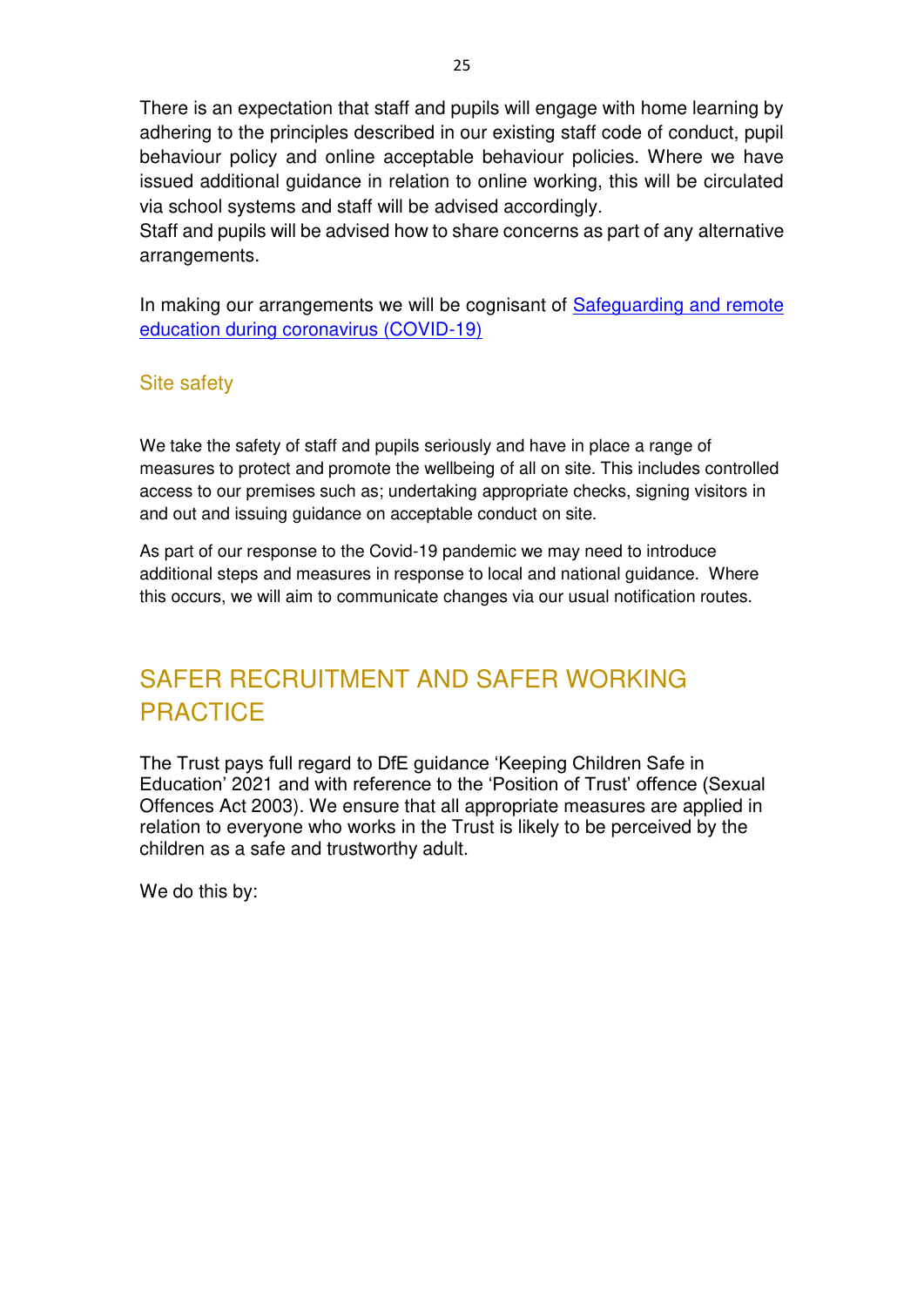There is an expectation that staff and pupils will engage with home learning by adhering to the principles described in our existing staff code of conduct, pupil behaviour policy and online acceptable behaviour policies. Where we have issued additional guidance in relation to online working, this will be circulated via school systems and staff will be advised accordingly.
Staff and pupils will be advised how to share concerns as part of any alternative arrangements.

In making our arrangements we will be cognisant of [Safeguarding and remote education during coronavirus (COVID-19)]

### Site safety

We take the safety of staff and pupils seriously and have in place a range of measures to protect and promote the wellbeing of all on site. This includes controlled access to our premises such as; undertaking appropriate checks, signing visitors in and out and issuing guidance on acceptable conduct on site.

As part of our response to the Covid-19 pandemic we may need to introduce additional steps and measures in response to local and national guidance. Where this occurs, we will aim to communicate changes via our usual notification routes.

## SAFER RECRUITMENT AND SAFER WORKING PRACTICE

The Trust pays full regard to DfE guidance 'Keeping Children Safe in Education' 2021 and with reference to the 'Position of Trust' offence (Sexual Offences Act 2003). We ensure that all appropriate measures are applied in relation to everyone who works in the Trust is likely to be perceived by the children as a safe and trustworthy adult.

We do this by: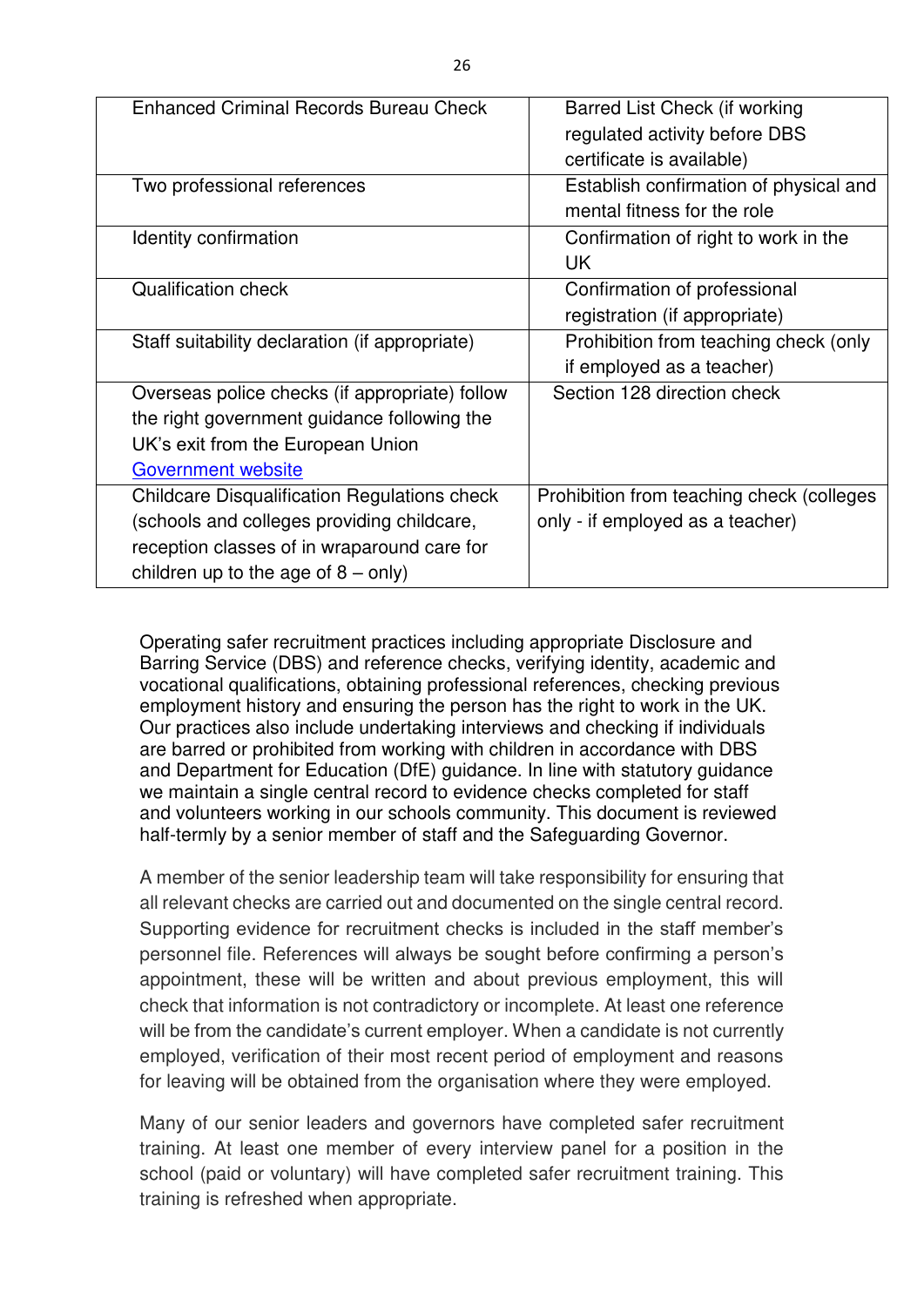| Enhanced Criminal Records Bureau Check | Barred List Check (if working regulated activity before DBS certificate is available) |
|---|---|
| Two professional references | Establish confirmation of physical and mental fitness for the role |
| Identity confirmation | Confirmation of right to work in the UK |
| Qualification check | Confirmation of professional registration (if appropriate) |
| Staff suitability declaration (if appropriate) | Prohibition from teaching check (only if employed as a teacher) |
| Overseas police checks (if appropriate) follow the right government guidance following the UK's exit from the European Union [Government website] | Section 128 direction check |
| Childcare Disqualification Regulations check (schools and colleges providing childcare, reception classes of in wraparound care for children up to the age of 8 – only) | Prohibition from teaching check (colleges only - if employed as a teacher) |

Operating safer recruitment practices including appropriate Disclosure and Barring Service (DBS) and reference checks, verifying identity, academic and vocational qualifications, obtaining professional references, checking previous employment history and ensuring the person has the right to work in the UK. Our practices also include undertaking interviews and checking if individuals are barred or prohibited from working with children in accordance with DBS and Department for Education (DfE) guidance. In line with statutory guidance we maintain a single central record to evidence checks completed for staff and volunteers working in our schools community. This document is reviewed half-termly by a senior member of staff and the Safeguarding Governor.

A member of the senior leadership team will take responsibility for ensuring that all relevant checks are carried out and documented on the single central record. Supporting evidence for recruitment checks is included in the staff member's personnel file. References will always be sought before confirming a person's appointment, these will be written and about previous employment, this will check that information is not contradictory or incomplete. At least one reference will be from the candidate's current employer. When a candidate is not currently employed, verification of their most recent period of employment and reasons for leaving will be obtained from the organisation where they were employed.

Many of our senior leaders and governors have completed safer recruitment training. At least one member of every interview panel for a position in the school (paid or voluntary) will have completed safer recruitment training. This training is refreshed when appropriate.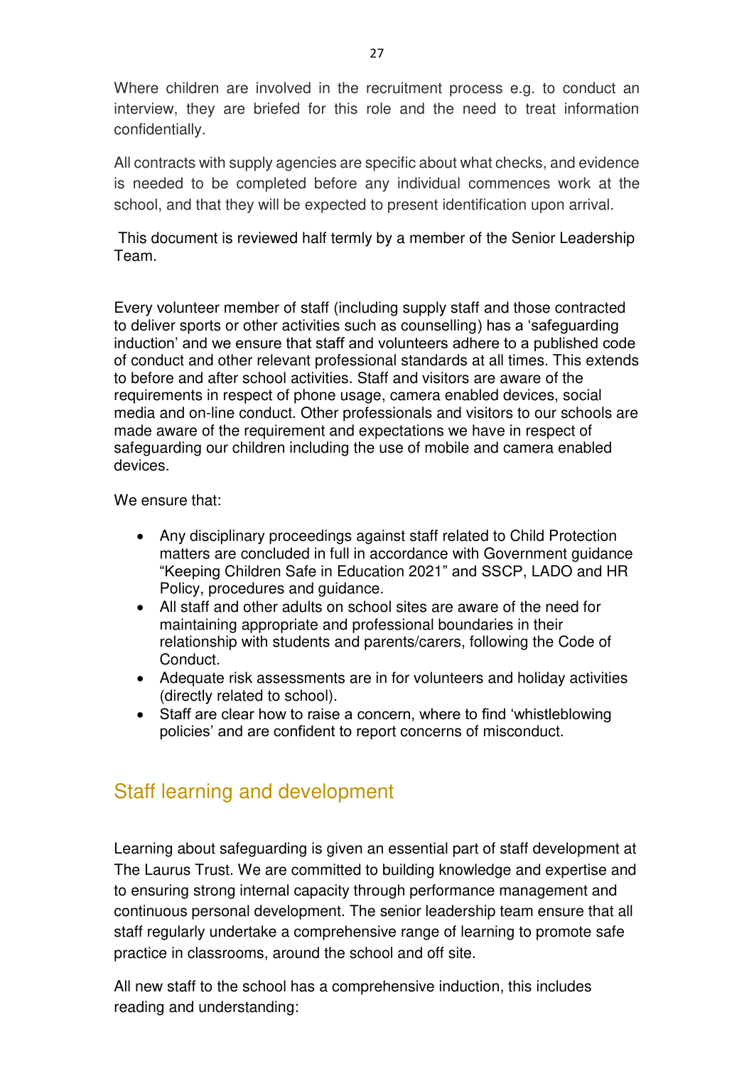Where children are involved in the recruitment process e.g. to conduct an interview, they are briefed for this role and the need to treat information confidentially.

All contracts with supply agencies are specific about what checks, and evidence is needed to be completed before any individual commences work at the school, and that they will be expected to present identification upon arrival.

This document is reviewed half termly by a member of the Senior Leadership Team.

Every volunteer member of staff (including supply staff and those contracted to deliver sports or other activities such as counselling) has a 'safeguarding induction' and we ensure that staff and volunteers adhere to a published code of conduct and other relevant professional standards at all times. This extends to before and after school activities. Staff and visitors are aware of the requirements in respect of phone usage, camera enabled devices, social media and on-line conduct. Other professionals and visitors to our schools are made aware of the requirement and expectations we have in respect of safeguarding our children including the use of mobile and camera enabled devices.

We ensure that:

- Any disciplinary proceedings against staff related to Child Protection matters are concluded in full in accordance with Government guidance "Keeping Children Safe in Education 2021" and SSCP, LADO and HR Policy, procedures and guidance.
- All staff and other adults on school sites are aware of the need for maintaining appropriate and professional boundaries in their relationship with students and parents/carers, following the Code of Conduct.
- Adequate risk assessments are in for volunteers and holiday activities (directly related to school).
- Staff are clear how to raise a concern, where to find 'whistleblowing policies' and are confident to report concerns of misconduct.

## Staff learning and development

Learning about safeguarding is given an essential part of staff development at The Laurus Trust. We are committed to building knowledge and expertise and to ensuring strong internal capacity through performance management and continuous personal development. The senior leadership team ensure that all staff regularly undertake a comprehensive range of learning to promote safe practice in classrooms, around the school and off site.

All new staff to the school has a comprehensive induction, this includes reading and understanding: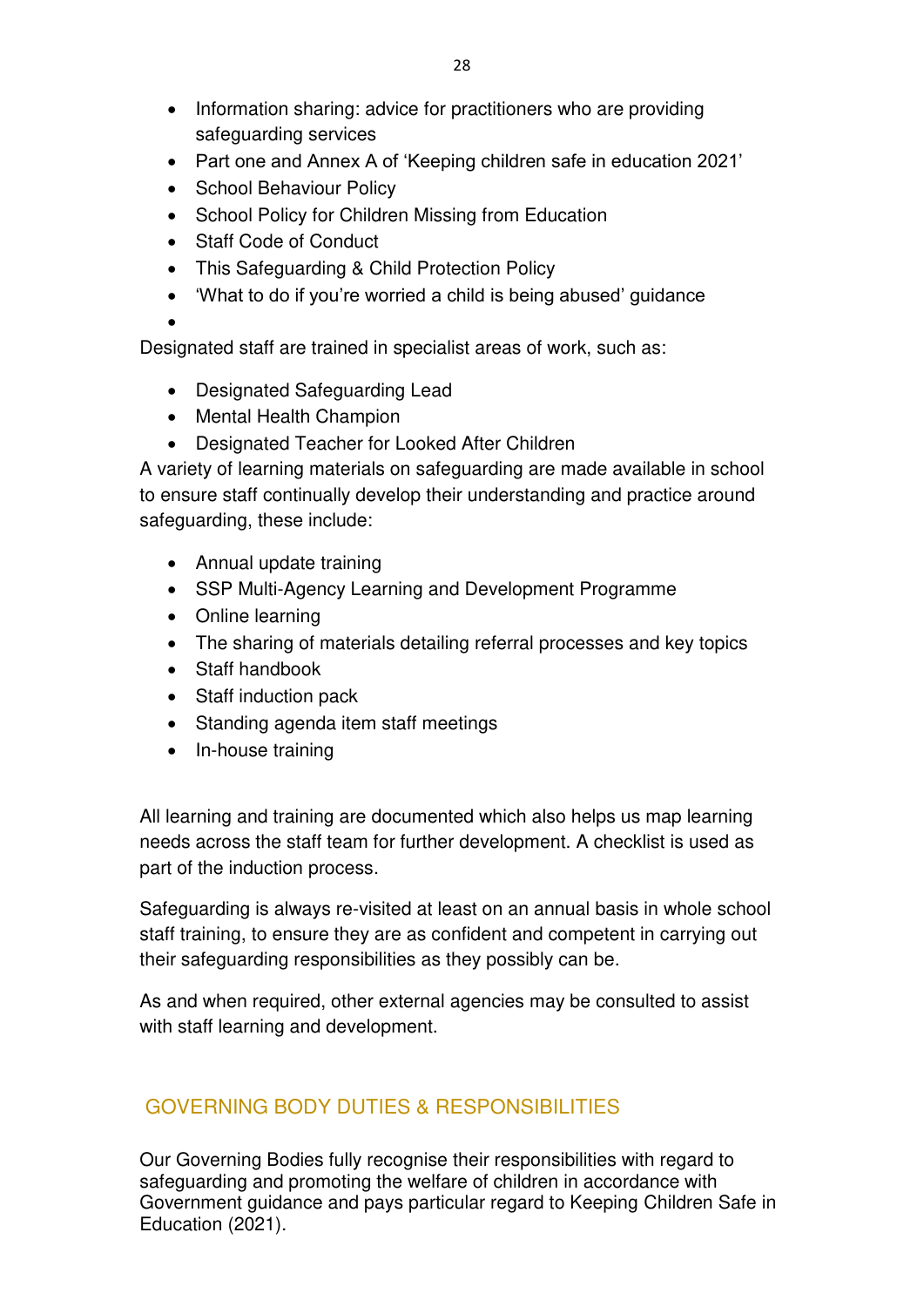- Information sharing: advice for practitioners who are providing safeguarding services
- Part one and Annex A of 'Keeping children safe in education 2021'
- School Behaviour Policy
- School Policy for Children Missing from Education
- Staff Code of Conduct
- This Safeguarding & Child Protection Policy
- 'What to do if you're worried a child is being abused' guidance

Designated staff are trained in specialist areas of work, such as:

- Designated Safeguarding Lead
- Mental Health Champion
- Designated Teacher for Looked After Children

A variety of learning materials on safeguarding are made available in school to ensure staff continually develop their understanding and practice around safeguarding, these include:

- Annual update training
- SSP Multi-Agency Learning and Development Programme
- Online learning
- The sharing of materials detailing referral processes and key topics
- Staff handbook
- Staff induction pack
- Standing agenda item staff meetings
- In-house training

All learning and training are documented which also helps us map learning needs across the staff team for further development. A checklist is used as part of the induction process.

Safeguarding is always re-visited at least on an annual basis in whole school staff training, to ensure they are as confident and competent in carrying out their safeguarding responsibilities as they possibly can be.

As and when required, other external agencies may be consulted to assist with staff learning and development.

## GOVERNING BODY DUTIES & RESPONSIBILITIES

Our Governing Bodies fully recognise their responsibilities with regard to safeguarding and promoting the welfare of children in accordance with Government guidance and pays particular regard to Keeping Children Safe in Education (2021).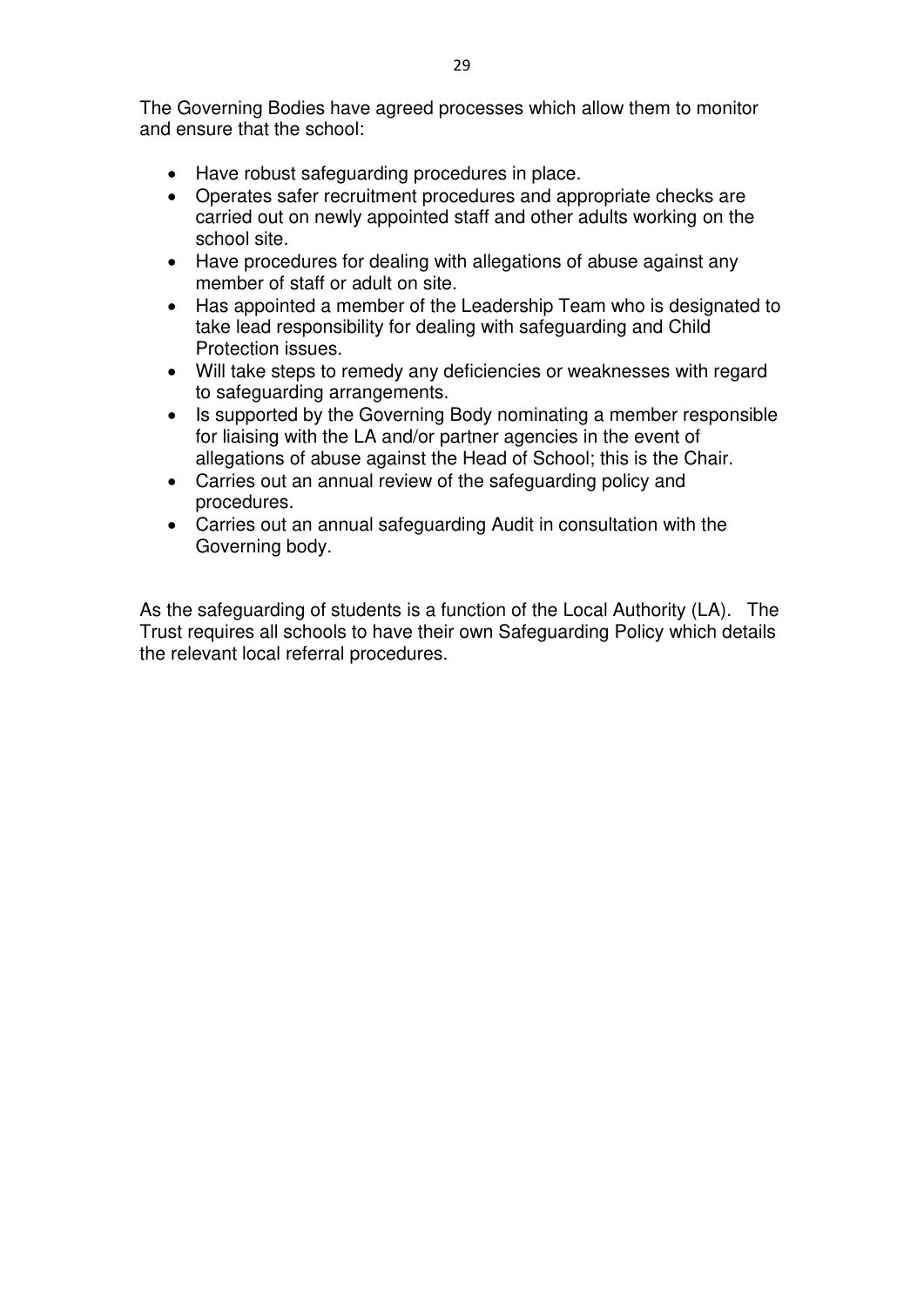The Governing Bodies have agreed processes which allow them to monitor and ensure that the school:

- Have robust safeguarding procedures in place.
- Operates safer recruitment procedures and appropriate checks are carried out on newly appointed staff and other adults working on the school site.
- Have procedures for dealing with allegations of abuse against any member of staff or adult on site.
- Has appointed a member of the Leadership Team who is designated to take lead responsibility for dealing with safeguarding and Child Protection issues.
- Will take steps to remedy any deficiencies or weaknesses with regard to safeguarding arrangements.
- Is supported by the Governing Body nominating a member responsible for liaising with the LA and/or partner agencies in the event of allegations of abuse against the Head of School; this is the Chair.
- Carries out an annual review of the safeguarding policy and procedures.
- Carries out an annual safeguarding Audit in consultation with the Governing body.

As the safeguarding of students is a function of the Local Authority (LA). The Trust requires all schools to have their own Safeguarding Policy which details the relevant local referral procedures.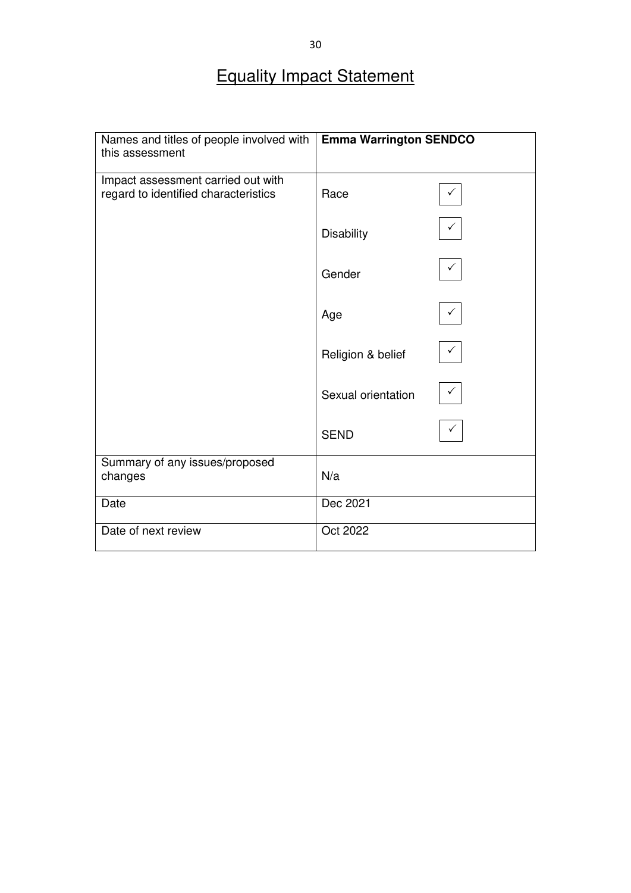# Equality Impact Statement

| | | |
|---|---|---|
| Names and titles of people involved with this assessment | **Emma Warrington SENDCO** | |
| Impact assessment carried out with regard to identified characteristics | Race | ✓ |
| | Disability | ✓ |
| | Gender | ✓ |
| | Age | ✓ |
| | Religion & belief | ✓ |
| | Sexual orientation | ✓ |
| | SEND | ✓ |
| Summary of any issues/proposed changes | N/a | |
| Date | Dec 2021 | |
| Date of next review | Oct 2022 | |